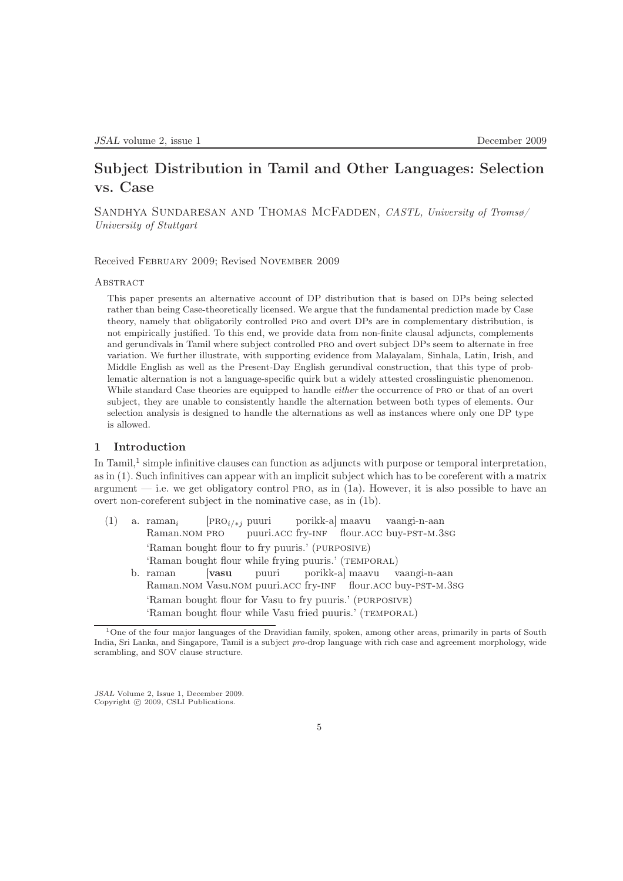# Subject Distribution in Tamil and Other Languages: Selection vs. Case

Sandhya Sundaresan and Thomas McFadden, *CASTL, University of Tromsø/ University of Stuttgart*

Received February 2009; Revised November 2009

Abstract

This paper presents an alternative account of DP distribution that is based on DPs being selected rather than being Case-theoretically licensed. We argue that the fundamental prediction made by Case theory, namely that obligatorily controlled pro and overt DPs are in complementary distribution, is not empirically justified. To this end, we provide data from non-finite clausal adjuncts, complements and gerundivals in Tamil where subject controlled pro and overt subject DPs seem to alternate in free variation. We further illustrate, with supporting evidence from Malayalam, Sinhala, Latin, Irish, and Middle English as well as the Present-Day English gerundival construction, that this type of problematic alternation is not a language-specific quirk but a widely attested crosslinguistic phenomenon. While standard Case theories are equipped to handle *either* the occurrence of pro or that of an overt subject, they are unable to consistently handle the alternation between both types of elements. Our selection analysis is designed to handle the alternations as well as instances where only one DP type is allowed.

## 1 Introduction

In Tamil,[1] simple infinitive clauses can function as adjuncts with purpose or temporal interpretation, as in (1). Such infinitives can appear with an implicit subject which has to be coreferent with a matrix argument — i.e. we get obligatory control pro, as in (1a). However, it is also possible to have an overt non-coreferent subject in the nominative case, as in (1b).

(1) a. raman$_i$ [PRO$_{i/*j}$ puuri porikk-a] maavu vaangi-n-aan
   Raman.NOM PRO puuri.ACC fry-INF flour.ACC buy-PST-M.3SG
   'Raman bought flour to fry puuris.' (PURPOSIVE)
   'Raman bought flour while frying puuris.' (TEMPORAL)

b. raman [**vasu** puuri porikk-a] maavu vaangi-n-aan
   Raman.NOM Vasu.NOM puuri.ACC fry-INF flour.ACC buy-PST-M.3SG
   'Raman bought flour for Vasu to fry puuris.' (PURPOSIVE)
   'Raman bought flour while Vasu fried puuris.' (TEMPORAL)

[1] One of the four major languages of the Dravidian family, spoken, among other areas, primarily in parts of South India, Sri Lanka, and Singapore, Tamil is a subject *pro*-drop language with rich case and agreement morphology, wide scrambling, and SOV clause structure.

JSAL Volume 2, Issue 1, December 2009.
Copyright © 2009, CSLI Publications.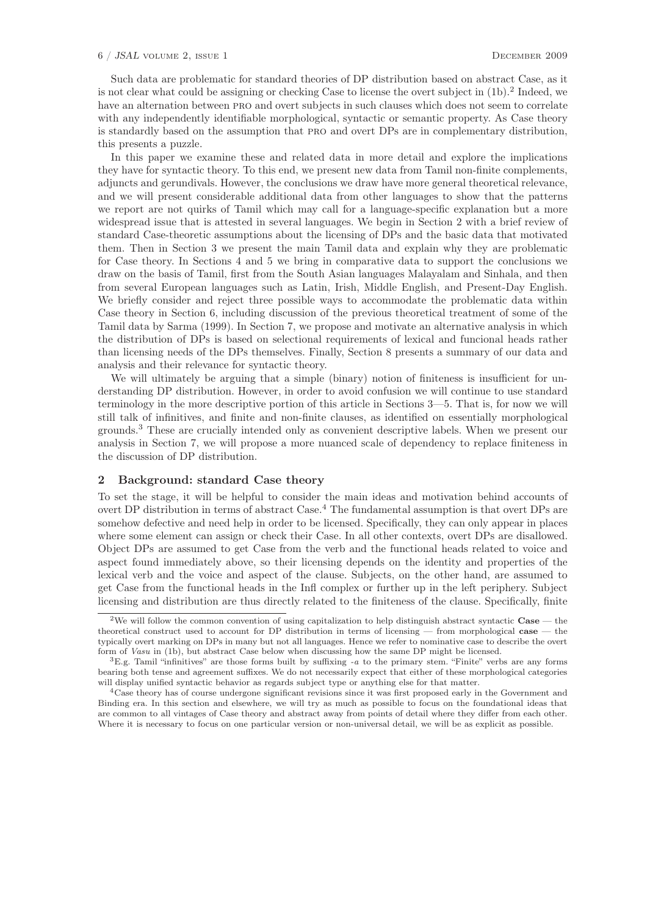Such data are problematic for standard theories of DP distribution based on abstract Case, as it is not clear what could be assigning or checking Case to license the overt subject in (1b).[2] Indeed, we have an alternation between PRO and overt subjects in such clauses which does not seem to correlate with any independently identifiable morphological, syntactic or semantic property. As Case theory is standardly based on the assumption that PRO and overt DPs are in complementary distribution, this presents a puzzle.

In this paper we examine these and related data in more detail and explore the implications they have for syntactic theory. To this end, we present new data from Tamil non-finite complements, adjuncts and gerundivals. However, the conclusions we draw have more general theoretical relevance, and we will present considerable additional data from other languages to show that the patterns we report are not quirks of Tamil which may call for a language-specific explanation but a more widespread issue that is attested in several languages. We begin in Section 2 with a brief review of standard Case-theoretic assumptions about the licensing of DPs and the basic data that motivated them. Then in Section 3 we present the main Tamil data and explain why they are problematic for Case theory. In Sections 4 and 5 we bring in comparative data to support the conclusions we draw on the basis of Tamil, first from the South Asian languages Malayalam and Sinhala, and then from several European languages such as Latin, Irish, Middle English, and Present-Day English. We briefly consider and reject three possible ways to accommodate the problematic data within Case theory in Section 6, including discussion of the previous theoretical treatment of some of the Tamil data by Sarma (1999). In Section 7, we propose and motivate an alternative analysis in which the distribution of DPs is based on selectional requirements of lexical and funcional heads rather than licensing needs of the DPs themselves. Finally, Section 8 presents a summary of our data and analysis and their relevance for syntactic theory.

We will ultimately be arguing that a simple (binary) notion of finiteness is insufficient for understanding DP distribution. However, in order to avoid confusion we will continue to use standard terminology in the more descriptive portion of this article in Sections 3—5. That is, for now we will still talk of infinitives, and finite and non-finite clauses, as identified on essentially morphological grounds.[3] These are crucially intended only as convenient descriptive labels. When we present our analysis in Section 7, we will propose a more nuanced scale of dependency to replace finiteness in the discussion of DP distribution.

## 2 Background: standard Case theory

To set the stage, it will be helpful to consider the main ideas and motivation behind accounts of overt DP distribution in terms of abstract Case.[4] The fundamental assumption is that overt DPs are somehow defective and need help in order to be licensed. Specifically, they can only appear in places where some element can assign or check their Case. In all other contexts, overt DPs are disallowed. Object DPs are assumed to get Case from the verb and the functional heads related to voice and aspect found immediately above, so their licensing depends on the identity and properties of the lexical verb and the voice and aspect of the clause. Subjects, on the other hand, are assumed to get Case from the functional heads in the Infl complex or further up in the left periphery. Subject licensing and distribution are thus directly related to the finiteness of the clause. Specifically, finite

---

[2] We will follow the common convention of using capitalization to help distinguish abstract syntactic **Case** — the theoretical construct used to account for DP distribution in terms of licensing — from morphological **case** — the typically overt marking on DPs in many but not all languages. Hence we refer to nominative case to describe the overt form of *Vasu* in (1b), but abstract Case below when discussing how the same DP might be licensed.

[3] E.g. Tamil "infinitives" are those forms built by suffixing *-a* to the primary stem. "Finite" verbs are any forms bearing both tense and agreement suffixes. We do not necessarily expect that either of these morphological categories will display unified syntactic behavior as regards subject type or anything else for that matter.

[4] Case theory has of course undergone significant revisions since it was first proposed early in the Government and Binding era. In this section and elsewhere, we will try as much as possible to focus on the foundational ideas that are common to all vintages of Case theory and abstract away from points of detail where they differ from each other. Where it is necessary to focus on one particular version or non-universal detail, we will be as explicit as possible.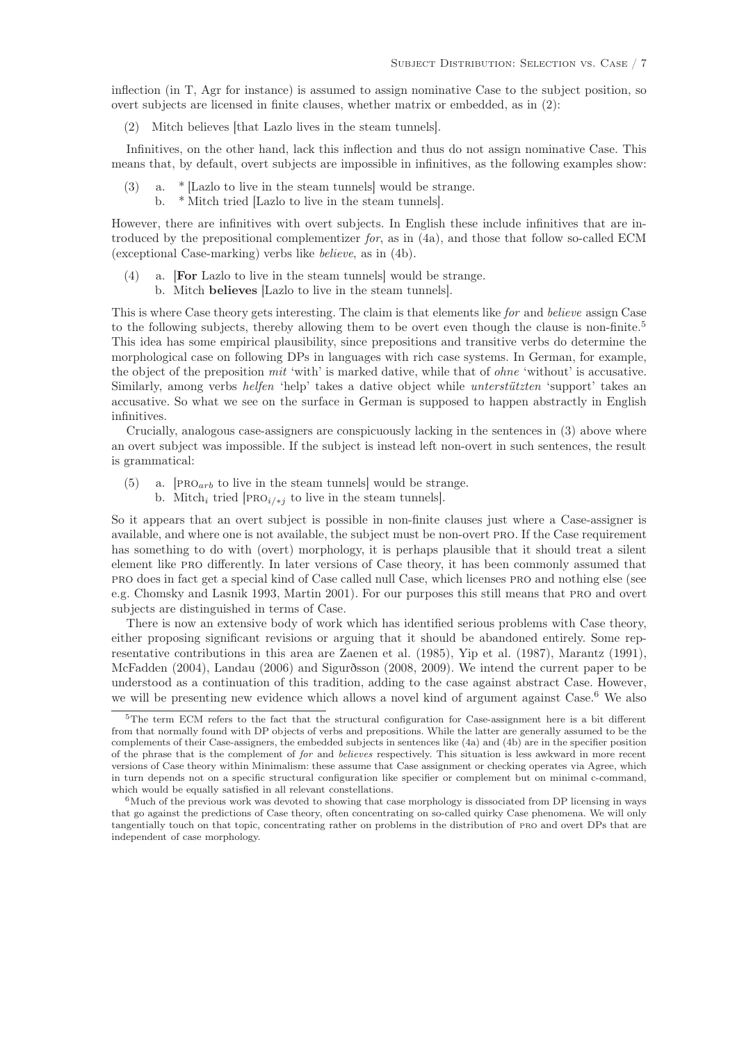inflection (in T, Agr for instance) is assumed to assign nominative Case to the subject position, so overt subjects are licensed in finite clauses, whether matrix or embedded, as in (2):

(2) Mitch believes [that Lazlo lives in the steam tunnels].

Infinitives, on the other hand, lack this inflection and thus do not assign nominative Case. This means that, by default, overt subjects are impossible in infinitives, as the following examples show:

(3) a. * [Lazlo to live in the steam tunnels] would be strange.
    b. * Mitch tried [Lazlo to live in the steam tunnels].

However, there are infinitives with overt subjects. In English these include infinitives that are introduced by the prepositional complementizer *for*, as in (4a), and those that follow so-called ECM (exceptional Case-marking) verbs like *believe*, as in (4b).

(4) a. [**For** Lazlo to live in the steam tunnels] would be strange.
    b. Mitch **believes** [Lazlo to live in the steam tunnels].

This is where Case theory gets interesting. The claim is that elements like *for* and *believe* assign Case to the following subjects, thereby allowing them to be overt even though the clause is non-finite.[5] This idea has some empirical plausibility, since prepositions and transitive verbs do determine the morphological case on following DPs in languages with rich case systems. In German, for example, the object of the preposition *mit* 'with' is marked dative, while that of *ohne* 'without' is accusative. Similarly, among verbs *helfen* 'help' takes a dative object while *unterstützten* 'support' takes an accusative. So what we see on the surface in German is supposed to happen abstractly in English infinitives.

Crucially, analogous case-assigners are conspicuously lacking in the sentences in (3) above where an overt subject was impossible. If the subject is instead left non-overt in such sentences, the result is grammatical:

(5) a. [PRO$_{arb}$ to live in the steam tunnels] would be strange.
    b. Mitch$_i$ tried [PRO$_{i/*j}$ to live in the steam tunnels].

So it appears that an overt subject is possible in non-finite clauses just where a Case-assigner is available, and where one is not available, the subject must be non-overt PRO. If the Case requirement has something to do with (overt) morphology, it is perhaps plausible that it should treat a silent element like PRO differently. In later versions of Case theory, it has been commonly assumed that PRO does in fact get a special kind of Case called null Case, which licenses PRO and nothing else (see e.g. Chomsky and Lasnik 1993, Martin 2001). For our purposes this still means that PRO and overt subjects are distinguished in terms of Case.

There is now an extensive body of work which has identified serious problems with Case theory, either proposing significant revisions or arguing that it should be abandoned entirely. Some representative contributions in this area are Zaenen et al. (1985), Yip et al. (1987), Marantz (1991), McFadden (2004), Landau (2006) and Sigurðsson (2008, 2009). We intend the current paper to be understood as a continuation of this tradition, adding to the case against abstract Case. However, we will be presenting new evidence which allows a novel kind of argument against Case.[6] We also

---

[5] The term ECM refers to the fact that the structural configuration for Case-assignment here is a bit different from that normally found with DP objects of verbs and prepositions. While the latter are generally assumed to be the complements of their Case-assigners, the embedded subjects in sentences like (4a) and (4b) are in the specifier position of the phrase that is the complement of *for* and *believes* respectively. This situation is less awkward in more recent versions of Case theory within Minimalism: these assume that Case assignment or checking operates via Agree, which in turn depends not on a specific structural configuration like specifier or complement but on minimal c-command, which would be equally satisfied in all relevant constellations.

[6] Much of the previous work was devoted to showing that case morphology is dissociated from DP licensing in ways that go against the predictions of Case theory, often concentrating on so-called quirky Case phenomena. We will only tangentially touch on that topic, concentrating rather on problems in the distribution of PRO and overt DPs that are independent of case morphology.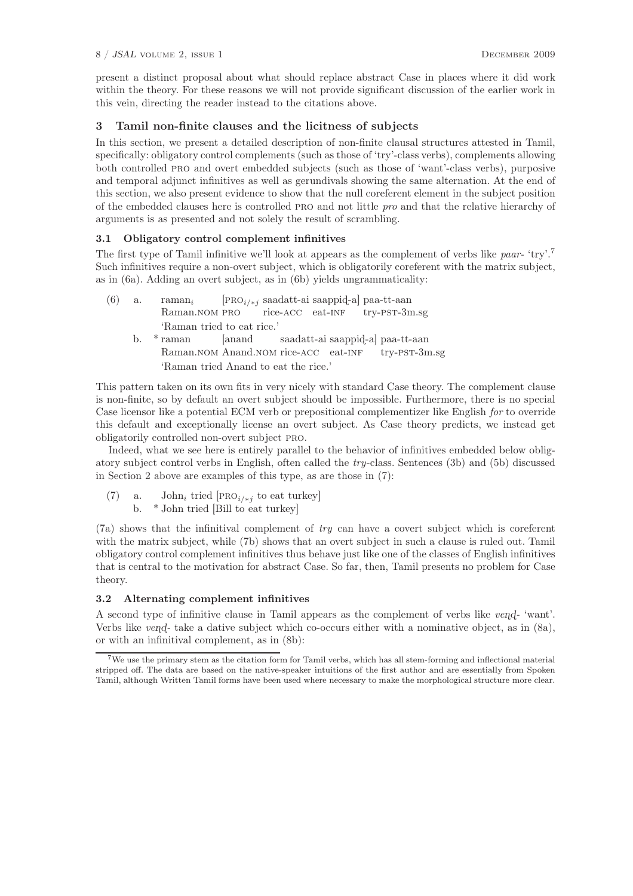present a distinct proposal about what should replace abstract Case in places where it did work within the theory. For these reasons we will not provide significant discussion of the earlier work in this vein, directing the reader instead to the citations above.

## 3 Tamil non-finite clauses and the licitness of subjects

In this section, we present a detailed description of non-finite clausal structures attested in Tamil, specifically: obligatory control complements (such as those of 'try'-class verbs), complements allowing both controlled PRO and overt embedded subjects (such as those of 'want'-class verbs), purposive and temporal adjunct infinitives as well as gerundivals showing the same alternation. At the end of this section, we also present evidence to show that the null coreferent element in the subject position of the embedded clauses here is controlled PRO and not little *pro* and that the relative hierarchy of arguments is as presented and not solely the result of scrambling.

### 3.1 Obligatory control complement infinitives

The first type of Tamil infinitive we'll look at appears as the complement of verbs like *paar-* 'try'.[7] Such infinitives require a non-overt subject, which is obligatorily coreferent with the matrix subject, as in (6a). Adding an overt subject, as in (6b) yields ungrammaticality:

(6) a. raman$_i$ [PRO$_{i/*j}$ saadatt-ai saappiḍ-a] paa-tt-aan
Raman.NOM PRO rice-ACC eat-INF try-PST-3m.sg
'Raman tried to eat rice.'

b. * raman [anand saadatt-ai saappiḍ-a] paa-tt-aan
Raman.NOM Anand.NOM rice-ACC eat-INF try-PST-3m.sg
'Raman tried Anand to eat the rice.'

This pattern taken on its own fits in very nicely with standard Case theory. The complement clause is non-finite, so by default an overt subject should be impossible. Furthermore, there is no special Case licensor like a potential ECM verb or prepositional complementizer like English *for* to override this default and exceptionally license an overt subject. As Case theory predicts, we instead get obligatorily controlled non-overt subject PRO.

Indeed, what we see here is entirely parallel to the behavior of infinitives embedded below obligatory subject control verbs in English, often called the *try*-class. Sentences (3b) and (5b) discussed in Section 2 above are examples of this type, as are those in (7):

(7) a. John$_i$ tried [PRO$_{i/*j}$ to eat turkey]
b. * John tried [Bill to eat turkey]

(7a) shows that the infinitival complement of *try* can have a covert subject which is coreferent with the matrix subject, while (7b) shows that an overt subject in such a clause is ruled out. Tamil obligatory control complement infinitives thus behave just like one of the classes of English infinitives that is central to the motivation for abstract Case. So far, then, Tamil presents no problem for Case theory.

### 3.2 Alternating complement infinitives

A second type of infinitive clause in Tamil appears as the complement of verbs like *veṇḍ-* 'want'. Verbs like *veṇḍ-* take a dative subject which co-occurs either with a nominative object, as in (8a), or with an infinitival complement, as in (8b):

[7] We use the primary stem as the citation form for Tamil verbs, which has all stem-forming and inflectional material stripped off. The data are based on the native-speaker intuitions of the first author and are essentially from Spoken Tamil, although Written Tamil forms have been used where necessary to make the morphological structure more clear.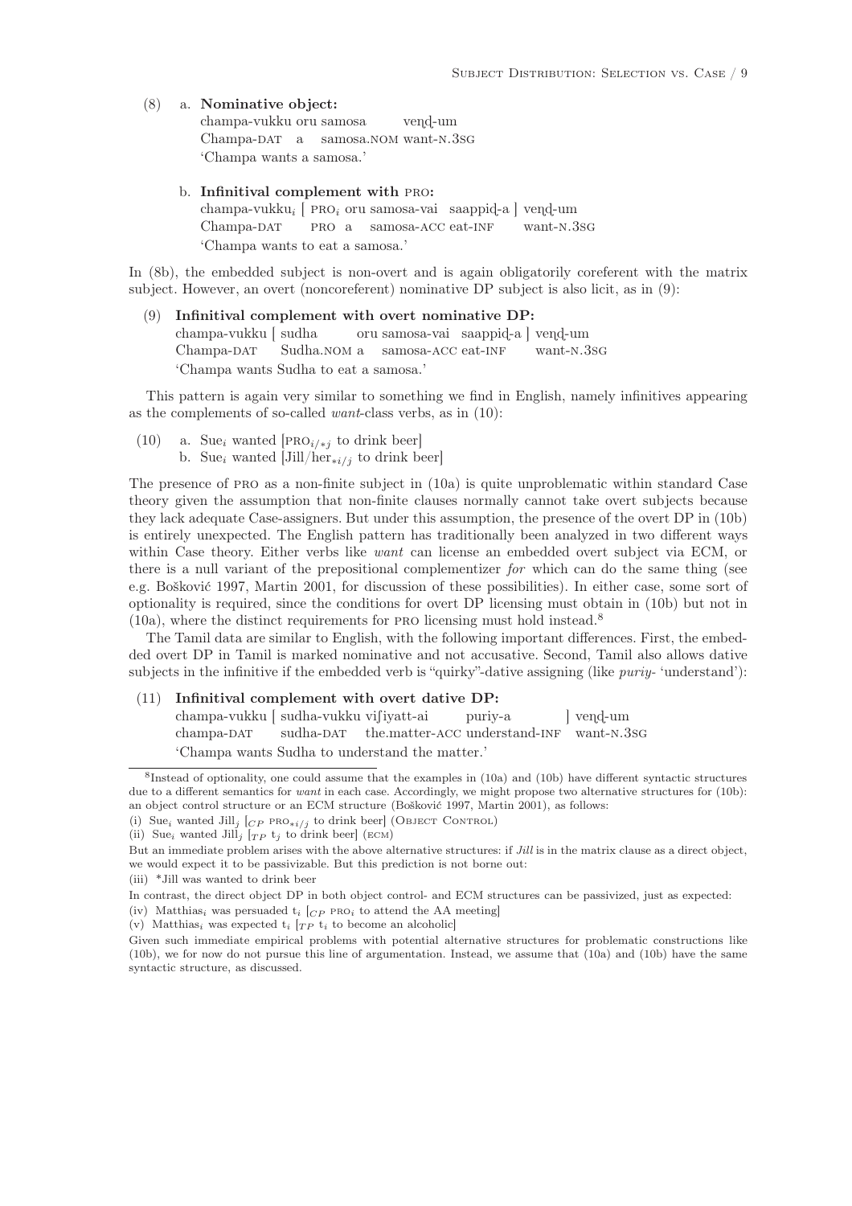(8) a. **Nominative object:**
champa-vukku oru samosa veṇḍ-um
Champa-DAT a samosa.NOM want-N.3SG
'Champa wants a samosa.'

b. **Infinitival complement with PRO:**
champa-vukku$_i$ [ PRO$_i$ oru samosa-vai saappiḍ-a ] veṇḍ-um
Champa-DAT PRO a samosa-ACC eat-INF want-N.3SG
'Champa wants to eat a samosa.'

In (8b), the embedded subject is non-overt and is again obligatorily coreferent with the matrix subject. However, an overt (noncoreferent) nominative DP subject is also licit, as in (9):

(9) **Infinitival complement with overt nominative DP:**
champa-vukku [ sudha oru samosa-vai saappiḍ-a ] veṇḍ-um
Champa-DAT Sudha.NOM a samosa-ACC eat-INF want-N.3SG
'Champa wants Sudha to eat a samosa.'

This pattern is again very similar to something we find in English, namely infinitives appearing as the complements of so-called *want*-class verbs, as in (10):

(10) a. Sue$_i$ wanted [PRO$_{i/*j}$ to drink beer]
b. Sue$_i$ wanted [Jill/her$_{*i/j}$ to drink beer]

The presence of PRO as a non-finite subject in (10a) is quite unproblematic within standard Case theory given the assumption that non-finite clauses normally cannot take overt subjects because they lack adequate Case-assigners. But under this assumption, the presence of the overt DP in (10b) is entirely unexpected. The English pattern has traditionally been analyzed in two different ways within Case theory. Either verbs like *want* can license an embedded overt subject via ECM, or there is a null variant of the prepositional complementizer *for* which can do the same thing (see e.g. Bošković 1997, Martin 2001, for discussion of these possibilities). In either case, some sort of optionality is required, since the conditions for overt DP licensing must obtain in (10b) but not in (10a), where the distinct requirements for PRO licensing must hold instead.[8]

The Tamil data are similar to English, with the following important differences. First, the embedded overt DP in Tamil is marked nominative and not accusative. Second, Tamil also allows dative subjects in the infinitive if the embedded verb is "quirky"-dative assigning (like *puriy-* 'understand'):

(11) **Infinitival complement with overt dative DP:**
champa-vukku [ sudha-vukku viʃiyatt-ai puriy-a ] veṇḍ-um
champa-DAT sudha-DAT the.matter-ACC understand-INF want-N.3SG
'Champa wants Sudha to understand the matter.'

---

[8]Instead of optionality, one could assume that the examples in (10a) and (10b) have different syntactic structures due to a different semantics for *want* in each case. Accordingly, we might propose two alternative structures for (10b): an object control structure or an ECM structure (Bošković 1997, Martin 2001), as follows:

(i) Sue$_i$ wanted Jill$_j$ [$_{CP}$ PRO$_{*i/j}$ to drink beer] (OBJECT CONTROL)

(ii) Sue$_i$ wanted Jill$_j$ [$_{TP}$ t$_j$ to drink beer] (ECM)

But an immediate problem arises with the above alternative structures: if *Jill* is in the matrix clause as a direct object, we would expect it to be passivizable. But this prediction is not borne out:

(iii) *Jill was wanted to drink beer

In contrast, the direct object DP in both object control- and ECM structures can be passivized, just as expected:

(iv) Matthias$_i$ was persuaded t$_i$ [$_{CP}$ PRO$_i$ to attend the AA meeting]

(v) Matthias$_i$ was expected t$_i$ [$_{TP}$ t$_i$ to become an alcoholic]

Given such immediate empirical problems with potential alternative structures for problematic constructions like (10b), we for now do not pursue this line of argumentation. Instead, we assume that (10a) and (10b) have the same syntactic structure, as discussed.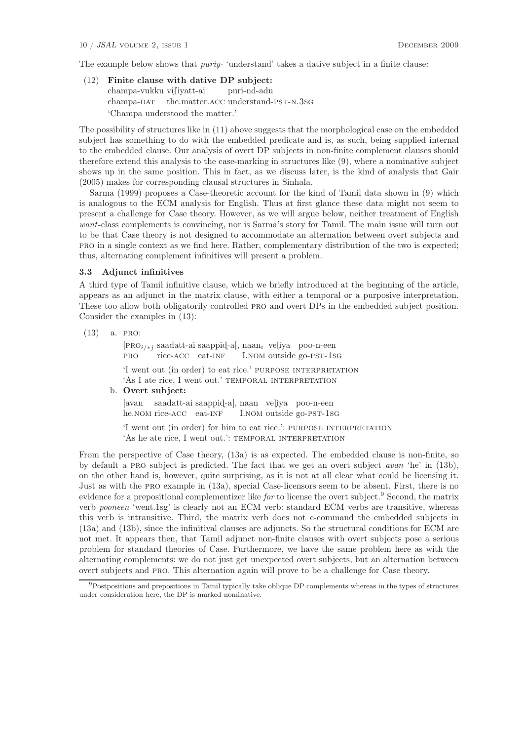The example below shows that *puriy-* 'understand' takes a dative subject in a finite clause:

(12) **Finite clause with dative DP subject:**
champa-vukku viʃiyatt-ai puri-nd-adu
champa-DAT the.matter.ACC understand-PST-N.3SG
'Champa understood the matter.'

The possibility of structures like in (11) above suggests that the morphological case on the embedded subject has something to do with the embedded predicate and is, as such, being supplied internal to the embedded clause. Our analysis of overt DP subjects in non-finite complement clauses should therefore extend this analysis to the case-marking in structures like (9), where a nominative subject shows up in the same position. This in fact, as we discuss later, is the kind of analysis that Gair (2005) makes for corresponding clausal structures in Sinhala.

Sarma (1999) proposes a Case-theoretic account for the kind of Tamil data shown in (9) which is analogous to the ECM analysis for English. Thus at first glance these data might not seem to present a challenge for Case theory. However, as we will argue below, neither treatment of English *want*-class complements is convincing, nor is Sarma's story for Tamil. The main issue will turn out to be that Case theory is not designed to accommodate an alternation between overt subjects and PRO in a single context as we find here. Rather, complementary distribution of the two is expected; thus, alternating complement infinitives will present a problem.

### 3.3 Adjunct infinitives

A third type of Tamil infinitive clause, which we briefly introduced at the beginning of the article, appears as an adjunct in the matrix clause, with either a temporal or a purposive interpretation. These too allow both obligatorily controlled PRO and overt DPs in the embedded subject position. Consider the examples in (13):

(13) a. PRO:
[PRO$_{i/*j}$ saadatt-ai saappiḍ-a], naan$_i$ veḷiya poo-n-een
PRO rice-ACC eat-INF I.NOM outside go-PST-1SG
'I went out (in order) to eat rice.' PURPOSE INTERPRETATION
'As I ate rice, I went out.' TEMPORAL INTERPRETATION

b. **Overt subject:**
[avan saadatt-ai saappiḍ-a], naan veḷiya poo-n-een
he.NOM rice-ACC eat-INF I.NOM outside go-PST-1SG
'I went out (in order) for him to eat rice.': PURPOSE INTERPRETATION
'As he ate rice, I went out.': TEMPORAL INTERPRETATION

From the perspective of Case theory, (13a) is as expected. The embedded clause is non-finite, so by default a PRO subject is predicted. The fact that we get an overt subject *avan* 'he' in (13b), on the other hand is, however, quite surprising, as it is not at all clear what could be licensing it. Just as with the PRO example in (13a), special Case-licensors seem to be absent. First, there is no evidence for a prepositional complementizer like *for* to license the overt subject.[9] Second, the matrix verb *pooneen* 'went.1sg' is clearly not an ECM verb: standard ECM verbs are transitive, whereas this verb is intransitive. Third, the matrix verb does not c-command the embedded subjects in (13a) and (13b), since the infinitival clauses are adjuncts. So the structural conditions for ECM are not met. It appears then, that Tamil adjunct non-finite clauses with overt subjects pose a serious problem for standard theories of Case. Furthermore, we have the same problem here as with the alternating complements: we do not just get unexpected overt subjects, but an alternation between overt subjects and PRO. This alternation again will prove to be a challenge for Case theory.

[9] Postpositions and prepositions in Tamil typically take oblique DP complements whereas in the types of structures under consideration here, the DP is marked nominative.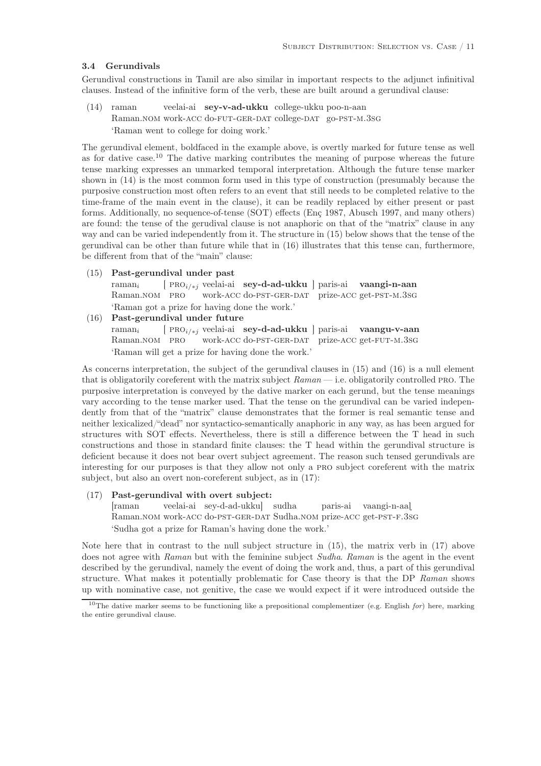### 3.4 Gerundivals

Gerundival constructions in Tamil are also similar in important respects to the adjunct infinitival clauses. Instead of the infinitive form of the verb, these are built around a gerundival clause:

(14) raman veelai-ai **sey-v-ad-ukku** college-ukku poo-n-aan
Raman.NOM work-ACC do-FUT-GER-DAT college-DAT go-PST-M.3SG
'Raman went to college for doing work.'

The gerundival element, boldfaced in the example above, is overtly marked for future tense as well as for dative case.[10] The dative marking contributes the meaning of purpose whereas the future tense marking expresses an unmarked temporal interpretation. Although the future tense marker shown in (14) is the most common form used in this type of construction (presumably because the purposive construction most often refers to an event that still needs to be completed relative to the time-frame of the main event in the clause), it can be readily replaced by either present or past forms. Additionally, no sequence-of-tense (SOT) effects (Enç 1987, Abusch 1997, and many others) are found: the tense of the gerudival clause is not anaphoric on that of the "matrix" clause in any way and can be varied independently from it. The structure in (15) below shows that the tense of the gerundival can be other than future while that in (16) illustrates that this tense can, furthermore, be different from that of the "main" clause:

(15) **Past-gerundival under past**
$\text{raman}_i$ [ $\text{PRO}_{i/*j}$ veelai-ai **sey-d-ad-ukku** ] paris-ai **vaangi-n-aan**
Raman.NOM PRO work-ACC do-PST-GER-DAT prize-ACC get-PST-M.3SG
'Raman got a prize for having done the work.'

(16) **Past-gerundival under future**
$\text{raman}_i$ [ $\text{PRO}_{i/*j}$ veelai-ai **sey-d-ad-ukku** ] paris-ai **vaangu-v-aan**
Raman.NOM PRO work-ACC do-PST-GER-DAT prize-ACC get-FUT-M.3SG
'Raman will get a prize for having done the work.'

As concerns interpretation, the subject of the gerundival clauses in (15) and (16) is a null element that is obligatorily coreferent with the matrix subject *Raman* — i.e. obligatorily controlled PRO. The purposive interpretation is conveyed by the dative marker on each gerund, but the tense meanings vary according to the tense marker used. That the tense on the gerundival can be varied independently from that of the "matrix" clause demonstrates that the former is real semantic tense and neither lexicalized/"dead" nor syntactico-semantically anaphoric in any way, as has been argued for structures with SOT effects. Nevertheless, there is still a difference between the T head in such constructions and those in standard finite clauses: the T head within the gerundival structure is deficient because it does not bear overt subject agreement. The reason such tensed gerundivals are interesting for our purposes is that they allow not only a PRO subject coreferent with the matrix subject, but also an overt non-coreferent subject, as in (17):

(17) **Past-gerundival with overt subject:**
[raman veelai-ai sey-d-ad-ukku] sudha paris-ai vaangi-n-aaḷ
Raman.NOM work-ACC do-PST-GER-DAT Sudha.NOM prize-ACC get-PST-F.3SG
'Sudha got a prize for Raman's having done the work.'

Note here that in contrast to the null subject structure in (15), the matrix verb in (17) above does not agree with *Raman* but with the feminine subject *Sudha*. *Raman* is the agent in the event described by the gerundival, namely the event of doing the work and, thus, a part of this gerundival structure. What makes it potentially problematic for Case theory is that the DP *Raman* shows up with nominative case, not genitive, the case we would expect if it were introduced outside the

[10] The dative marker seems to be functioning like a prepositional complementizer (e.g. English *for*) here, marking the entire gerundival clause.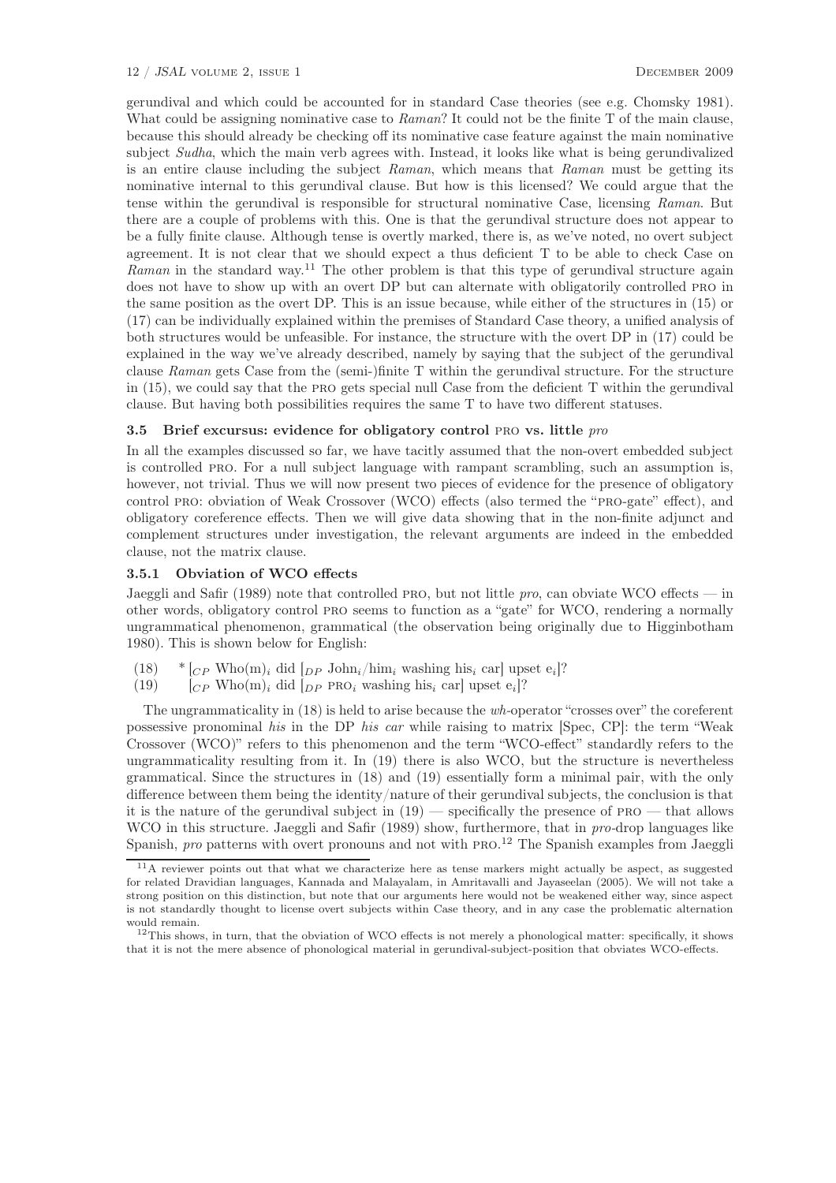gerundival and which could be accounted for in standard Case theories (see e.g. Chomsky 1981). What could be assigning nominative case to *Raman*? It could not be the finite T of the main clause, because this should already be checking off its nominative case feature against the main nominative subject *Sudha*, which the main verb agrees with. Instead, it looks like what is being gerundivalized is an entire clause including the subject *Raman*, which means that *Raman* must be getting its nominative internal to this gerundival clause. But how is this licensed? We could argue that the tense within the gerundival is responsible for structural nominative Case, licensing *Raman*. But there are a couple of problems with this. One is that the gerundival structure does not appear to be a fully finite clause. Although tense is overtly marked, there is, as we've noted, no overt subject agreement. It is not clear that we should expect a thus deficient T to be able to check Case on *Raman* in the standard way.[11] The other problem is that this type of gerundival structure again does not have to show up with an overt DP but can alternate with obligatorily controlled PRO in the same position as the overt DP. This is an issue because, while either of the structures in (15) or (17) can be individually explained within the premises of Standard Case theory, a unified analysis of both structures would be unfeasible. For instance, the structure with the overt DP in (17) could be explained in the way we've already described, namely by saying that the subject of the gerundival clause *Raman* gets Case from the (semi-)finite T within the gerundival structure. For the structure in (15), we could say that the PRO gets special null Case from the deficient T within the gerundival clause. But having both possibilities requires the same T to have two different statuses.

### 3.5 Brief excursus: evidence for obligatory control PRO vs. little *pro*

In all the examples discussed so far, we have tacitly assumed that the non-overt embedded subject is controlled PRO. For a null subject language with rampant scrambling, such an assumption is, however, not trivial. Thus we will now present two pieces of evidence for the presence of obligatory control PRO: obviation of Weak Crossover (WCO) effects (also termed the "PRO-gate" effect), and obligatory coreference effects. Then we will give data showing that in the non-finite adjunct and complement structures under investigation, the relevant arguments are indeed in the embedded clause, not the matrix clause.

#### 3.5.1 Obviation of WCO effects

Jaeggli and Safir (1989) note that controlled PRO, but not little *pro*, can obviate WCO effects — in other words, obligatory control PRO seems to function as a "gate" for WCO, rendering a normally ungrammatical phenomenon, grammatical (the observation being originally due to Higginbotham 1980). This is shown below for English:

(18) \* [$_{CP}$ Who(m)$_i$ did [$_{DP}$ John$_i$/him$_i$ washing his$_i$ car] upset e$_i$]?

(19) [$_{CP}$ Who(m)$_i$ did [$_{DP}$ PRO$_i$ washing his$_i$ car] upset e$_i$]?

The ungrammaticality in (18) is held to arise because the *wh*-operator "crosses over" the coreferent possessive pronominal *his* in the DP *his car* while raising to matrix [Spec, CP]: the term "Weak Crossover (WCO)" refers to this phenomenon and the term "WCO-effect" standardly refers to the ungrammaticality resulting from it. In (19) there is also WCO, but the structure is nevertheless grammatical. Since the structures in (18) and (19) essentially form a minimal pair, with the only difference between them being the identity/nature of their gerundival subjects, the conclusion is that it is the nature of the gerundival subject in (19) — specifically the presence of PRO — that allows WCO in this structure. Jaeggli and Safir (1989) show, furthermore, that in *pro*-drop languages like Spanish, *pro* patterns with overt pronouns and not with PRO.[12] The Spanish examples from Jaeggli

[11] A reviewer points out that what we characterize here as tense markers might actually be aspect, as suggested for related Dravidian languages, Kannada and Malayalam, in Amritavalli and Jayaseelan (2005). We will not take a strong position on this distinction, but note that our arguments here would not be weakened either way, since aspect is not standardly thought to license overt subjects within Case theory, and in any case the problematic alternation would remain.

[12] This shows, in turn, that the obviation of WCO effects is not merely a phonological matter: specifically, it shows that it is not the mere absence of phonological material in gerundival-subject-position that obviates WCO-effects.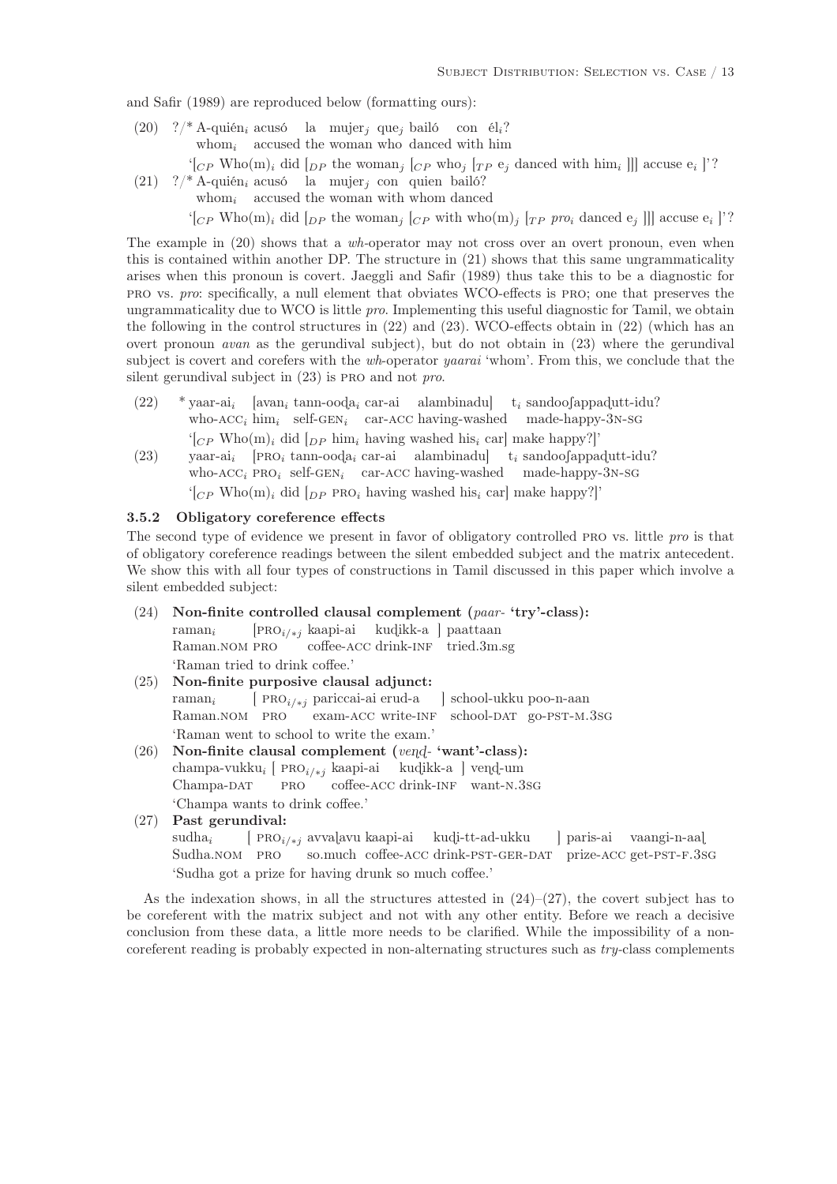and Safir (1989) are reproduced below (formatting ours):

(20) ?/* A-quién$_i$ acusó la mujer$_j$ que$_j$ bailó con él$_i$?
     whom$_i$ accused the woman who danced with him
     '[$_{CP}$ Who(m)$_i$ did [$_{DP}$ the woman$_j$ [$_{CP}$ who$_j$ [$_{TP}$ e$_j$ danced with him$_i$ ]]] accuse e$_i$ ]'?

(21) ?/* A-quién$_i$ acusó la mujer$_j$ con quien bailó?
     whom$_i$ accused the woman with whom danced
     '[$_{CP}$ Who(m)$_i$ did [$_{DP}$ the woman$_j$ [$_{CP}$ with who(m)$_j$ [$_{TP}$ *pro*$_i$ danced e$_j$ ]]] accuse e$_i$ ]'?

The example in (20) shows that a *wh*-operator may not cross over an overt pronoun, even when this is contained within another DP. The structure in (21) shows that this same ungrammaticality arises when this pronoun is covert. Jaeggli and Safir (1989) thus take this to be a diagnostic for PRO vs. *pro*: specifically, a null element that obviates WCO-effects is PRO; one that preserves the ungrammaticality due to WCO is little *pro*. Implementing this useful diagnostic for Tamil, we obtain the following in the control structures in (22) and (23). WCO-effects obtain in (22) (which has an overt pronoun *avan* as the gerundival subject), but do not obtain in (23) where the gerundival subject is covert and corefers with the *wh*-operator *yaarai* 'whom'. From this, we conclude that the silent gerundival subject in (23) is PRO and not *pro*.

(22) * yaar-ai$_i$ [avan$_i$ tann-ooḍa$_i$ car-ai alambinadu] t$_i$ sandooʃappaḍutt-idu?
     who-ACC$_i$ him$_i$ self-GEN$_i$ car-ACC having-washed made-happy-3N-SG
     '[$_{CP}$ Who(m)$_i$ did [$_{DP}$ him$_i$ having washed his$_i$ car] make happy?]'

(23) yaar-ai$_i$ [PRO$_i$ tann-ooḍa$_i$ car-ai alambinadu] t$_i$ sandooʃappaḍutt-idu?
     who-ACC$_i$ PRO$_i$ self-GEN$_i$ car-ACC having-washed made-happy-3N-SG
     '[$_{CP}$ Who(m)$_i$ did [$_{DP}$ PRO$_i$ having washed his$_i$ car] make happy?]'

### 3.5.2 Obligatory coreference effects

The second type of evidence we present in favor of obligatory controlled PRO vs. little *pro* is that of obligatory coreference readings between the silent embedded subject and the matrix antecedent. We show this with all four types of constructions in Tamil discussed in this paper which involve a silent embedded subject:

(24) **Non-finite controlled clausal complement (*paar-* 'try'-class):**
     raman$_i$ [PRO$_{i/*j}$ kaapi-ai kuḍikk-a ] paattaan
     Raman.NOM PRO coffee-ACC drink-INF tried.3m.sg
     'Raman tried to drink coffee.'

(25) **Non-finite purposive clausal adjunct:**
     raman$_i$ [ PRO$_{i/*j}$ pariccai-ai erud-a ] school-ukku poo-n-aan
     Raman.NOM PRO exam-ACC write-INF school-DAT go-PST-M.3SG
     'Raman went to school to write the exam.'

(26) **Non-finite clausal complement (*veṇḍ-* 'want'-class):**
     champa-vukku$_i$ [ PRO$_{i/*j}$ kaapi-ai kuḍikk-a ] veṇḍ-um
     Champa-DAT PRO coffee-ACC drink-INF want-N.3SG
     'Champa wants to drink coffee.'

(27) **Past gerundival:**
     sudha$_i$ [ PRO$_{i/*j}$ avvaḷavu kaapi-ai kuḍi-tt-ad-ukku ] paris-ai vaangi-n-aaḷ
     Sudha.NOM PRO so.much coffee-ACC drink-PST-GER-DAT prize-ACC get-PST-F.3SG
     'Sudha got a prize for having drunk so much coffee.'

As the indexation shows, in all the structures attested in (24)–(27), the covert subject has to be coreferent with the matrix subject and not with any other entity. Before we reach a decisive conclusion from these data, a little more needs to be clarified. While the impossibility of a non-coreferent reading is probably expected in non-alternating structures such as *try*-class complements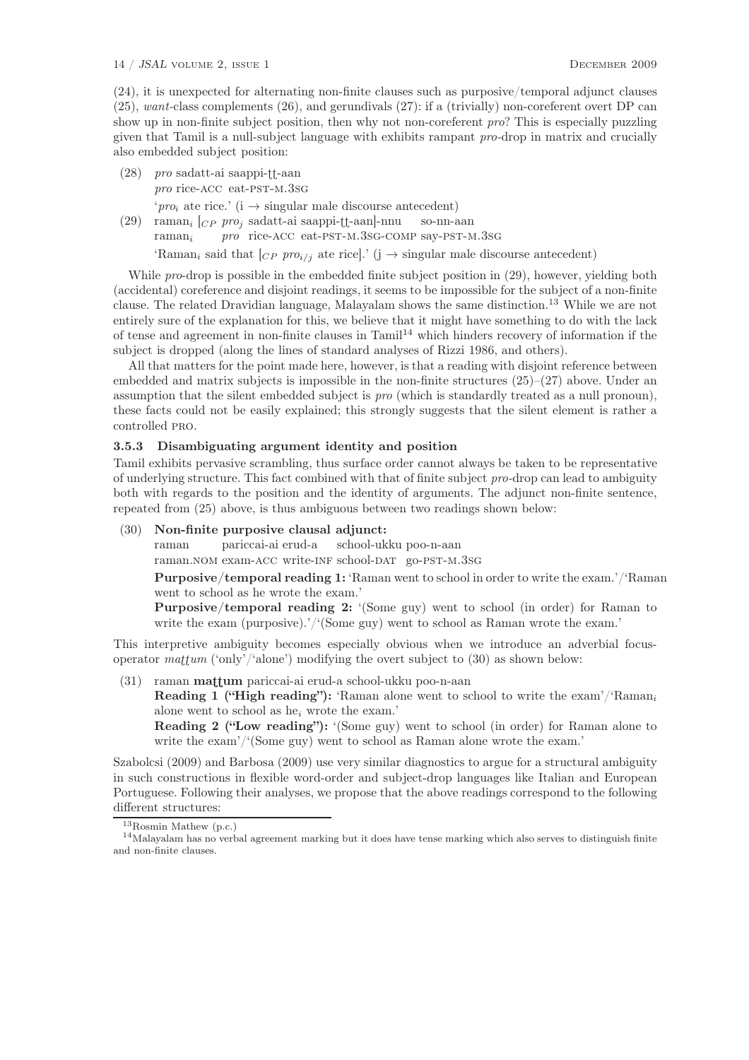(24), it is unexpected for alternating non-finite clauses such as purposive/temporal adjunct clauses (25), *want*-class complements (26), and gerundivals (27): if a (trivially) non-coreferent overt DP can show up in non-finite subject position, then why not non-coreferent *pro*? This is especially puzzling given that Tamil is a null-subject language with exhibits rampant *pro*-drop in matrix and crucially also embedded subject position:

(28) *pro* sadatt-ai saappi-ṭṭ-aan
*pro* rice-ACC eat-PST-M.3SG
'$pro_i$ ate rice.' (i → singular male discourse antecedent)

(29) $\text{raman}_i$ [$_{CP}$ $pro_j$ sadatt-ai saappi-ṭṭ-aan]-nnu so-nn-aan
$\text{raman}_i$ *pro* rice-ACC eat-PST-M.3SG-COMP say-PST-M.3SG
'$\text{Raman}_i$ said that [$_{CP}$ $pro_{i/j}$ ate rice].' (j → singular male discourse antecedent)

While *pro*-drop is possible in the embedded finite subject position in (29), however, yielding both (accidental) coreference and disjoint readings, it seems to be impossible for the subject of a non-finite clause. The related Dravidian language, Malayalam shows the same distinction.[13] While we are not entirely sure of the explanation for this, we believe that it might have something to do with the lack of tense and agreement in non-finite clauses in Tamil[14] which hinders recovery of information if the subject is dropped (along the lines of standard analyses of Rizzi 1986, and others).

All that matters for the point made here, however, is that a reading with disjoint reference between embedded and matrix subjects is impossible in the non-finite structures (25)–(27) above. Under an assumption that the silent embedded subject is *pro* (which is standardly treated as a null pronoun), these facts could not be easily explained; this strongly suggests that the silent element is rather a controlled PRO.

### 3.5.3 Disambiguating argument identity and position

Tamil exhibits pervasive scrambling, thus surface order cannot always be taken to be representative of underlying structure. This fact combined with that of finite subject *pro*-drop can lead to ambiguity both with regards to the position and the identity of arguments. The adjunct non-finite sentence, repeated from (25) above, is thus ambiguous between two readings shown below:

(30) **Non-finite purposive clausal adjunct:**
raman pariccai-ai erud-a school-ukku poo-n-aan
raman.NOM exam-ACC write-INF school-DAT go-PST-M.3SG
**Purposive/temporal reading 1:** 'Raman went to school in order to write the exam.'/'Raman went to school as he wrote the exam.'
**Purposive/temporal reading 2:** '(Some guy) went to school (in order) for Raman to write the exam (purposive).'/'(Some guy) went to school as Raman wrote the exam.'

This interpretive ambiguity becomes especially obvious when we introduce an adverbial focus-operator *maṭṭum* ('only'/'alone') modifying the overt subject to (30) as shown below:

(31) raman **maṭṭum** pariccai-ai erud-a school-ukku poo-n-aan
**Reading 1 ("High reading"):** 'Raman alone went to school to write the exam'/'$\text{Raman}_i$ alone went to school as $\text{he}_i$ wrote the exam.'
**Reading 2 ("Low reading"):** '(Some guy) went to school (in order) for Raman alone to write the exam'/'(Some guy) went to school as Raman alone wrote the exam.'

Szabolcsi (2009) and Barbosa (2009) use very similar diagnostics to argue for a structural ambiguity in such constructions in flexible word-order and subject-drop languages like Italian and European Portuguese. Following their analyses, we propose that the above readings correspond to the following different structures:

[13] Rosmin Mathew (p.c.)

[14] Malayalam has no verbal agreement marking but it does have tense marking which also serves to distinguish finite and non-finite clauses.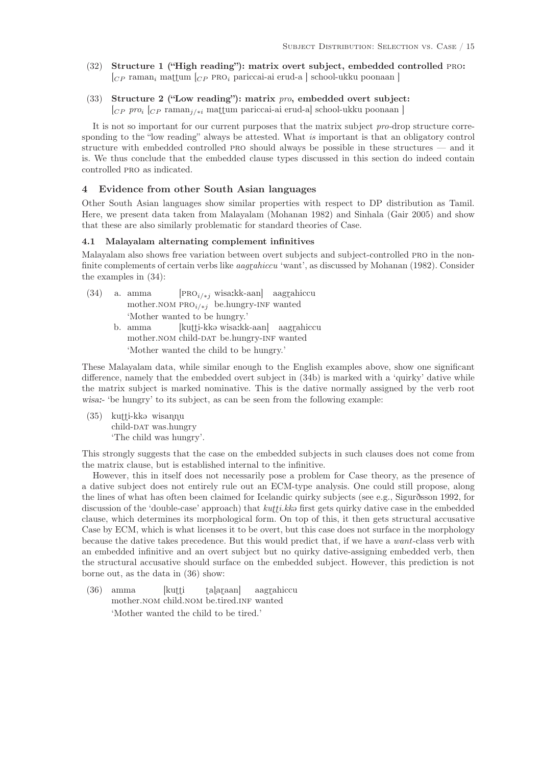(32) **Structure 1 ("High reading"): matrix overt subject, embedded controlled PRO:**
[$_{CP}$ raman$_i$ maṭṭum [$_{CP}$ PRO$_i$ pariccai-ai erud-a ] school-ukku poonaan ]

(33) **Structure 2 ("Low reading"): matrix *pro*, embedded overt subject:**
[$_{CP}$ *pro*$_i$ [$_{CP}$ raman$_{j/*i}$ maṭṭum pariccai-ai erud-a] school-ukku poonaan ]

It is not so important for our current purposes that the matrix subject *pro*-drop structure corresponding to the "low reading" always be attested. What *is* important is that an obligatory control structure with embedded controlled PRO should always be possible in these structures — and it is. We thus conclude that the embedded clause types discussed in this section do indeed contain controlled PRO as indicated.

## 4 Evidence from other South Asian languages

Other South Asian languages show similar properties with respect to DP distribution as Tamil. Here, we present data taken from Malayalam (Mohanan 1982) and Sinhala (Gair 2005) and show that these are also similarly problematic for standard theories of Case.

### 4.1 Malayalam alternating complement infinitives

Malayalam also shows free variation between overt subjects and subject-controlled PRO in the non-finite complements of certain verbs like *aagɽahiccu* 'want', as discussed by Mohanan (1982). Consider the examples in (34):

(34) a. amma [PRO$_{i/*j}$ wisaːkk-aan] aagɽahiccu
mother.NOM PRO$_{i/*j}$ be.hungry-INF wanted
'Mother wanted to be hungry.'

b. amma [kuṭṭi-kkə wisaːkk-aan] aagɽahiccu
mother.NOM child-DAT be.hungry-INF wanted
'Mother wanted the child to be hungry.'

These Malayalam data, while similar enough to the English examples above, show one significant difference, namely that the embedded overt subject in (34b) is marked with a 'quirky' dative while the matrix subject is marked nominative. This is the dative normally assigned by the verb root *wisaː-* 'be hungry' to its subject, as can be seen from the following example:

(35) kuṭṭi-kkə wisannu
child-DAT was.hungry
'The child was hungry'.

This strongly suggests that the case on the embedded subjects in such clauses does not come from the matrix clause, but is established internal to the infinitive.

However, this in itself does not necessarily pose a problem for Case theory, as the presence of a dative subject does not entirely rule out an ECM-type analysis. One could still propose, along the lines of what has often been claimed for Icelandic quirky subjects (see e.g., Sigurðsson 1992, for discussion of the 'double-case' approach) that *kuṭṭi.kkə* first gets quirky dative case in the embedded clause, which determines its morphological form. On top of this, it then gets structural accusative Case by ECM, which is what licenses it to be overt, but this case does not surface in the morphology because the dative takes precedence. But this would predict that, if we have a *want*-class verb with an embedded infinitive and an overt subject but no quirky dative-assigning embedded verb, then the structural accusative should surface on the embedded subject. However, this prediction is not borne out, as the data in (36) show:

(36) amma [kuṭṭi ṭaɭaɽaan] aagɽahiccu
mother.NOM child.NOM be.tired.INF wanted
'Mother wanted the child to be tired.'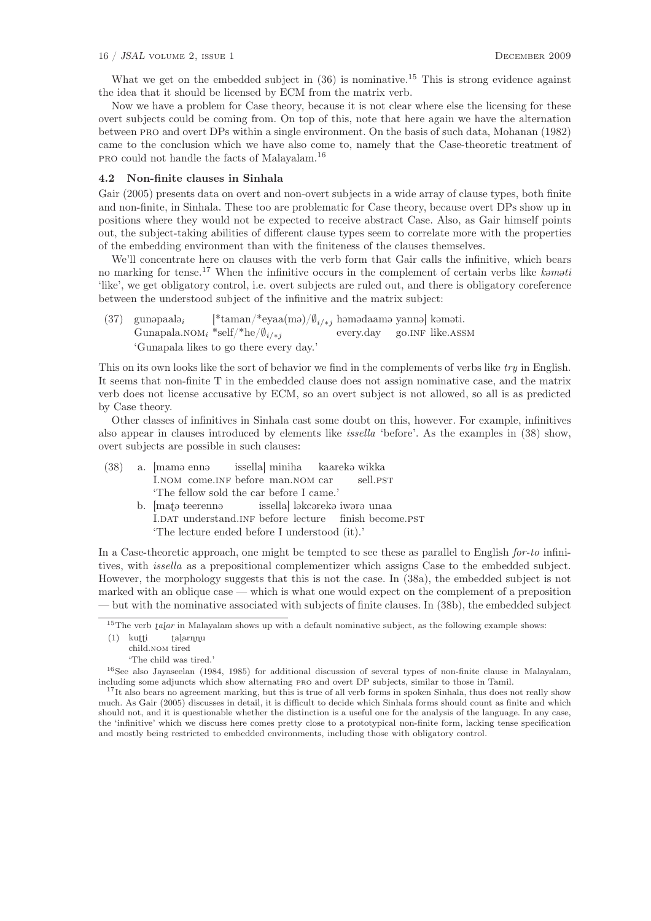What we get on the embedded subject in (36) is nominative.[15] This is strong evidence against the idea that it should be licensed by ECM from the matrix verb.

Now we have a problem for Case theory, because it is not clear where else the licensing for these overt subjects could be coming from. On top of this, note that here again we have the alternation between PRO and overt DPs within a single environment. On the basis of such data, Mohanan (1982) came to the conclusion which we have also come to, namely that the Case-theoretic treatment of PRO could not handle the facts of Malayalam.[16]

### 4.2 Non-finite clauses in Sinhala

Gair (2005) presents data on overt and non-overt subjects in a wide array of clause types, both finite and non-finite, in Sinhala. These too are problematic for Case theory, because overt DPs show up in positions where they would not be expected to receive abstract Case. Also, as Gair himself points out, the subject-taking abilities of different clause types seem to correlate more with the properties of the embedding environment than with the finiteness of the clauses themselves.

We'll concentrate here on clauses with the verb form that Gair calls the infinitive, which bears no marking for tense.[17] When the infinitive occurs in the complement of certain verbs like *kəməti* 'like', we get obligatory control, i.e. overt subjects are ruled out, and there is obligatory coreference between the understood subject of the infinitive and the matrix subject:

(37) gunəpaalə$_i$ [*taman/*eyaa(mə)/$\emptyset_{i/*j}$ həmədaamə yannə] kəməti.
Gunapala.NOM$_i$ *self/*he/$\emptyset_{i/*j}$ every.day go.INF like.ASSM
'Gunapala likes to go there every day.'

This on its own looks like the sort of behavior we find in the complements of verbs like *try* in English. It seems that non-finite T in the embedded clause does not assign nominative case, and the matrix verb does not license accusative by ECM, so an overt subject is not allowed, so all is as predicted by Case theory.

Other classes of infinitives in Sinhala cast some doubt on this, however. For example, infinitives also appear in clauses introduced by elements like *issella* 'before'. As the examples in (38) show, overt subjects are possible in such clauses:

(38) a. [mamə ennə issella] miniha kaarekə wikka
I.NOM come.INF before man.NOM car sell.PST
'The fellow sold the car before I came.'

b. [maṭə teerennə issella] ləkcərekə iwərə unaa
I.DAT understand.INF before lecture finish become.PST
'The lecture ended before I understood (it).'

In a Case-theoretic approach, one might be tempted to see these as parallel to English *for-to* infinitives, with *issella* as a prepositional complementizer which assigns Case to the embedded subject. However, the morphology suggests that this is not the case. In (38a), the embedded subject is not marked with an oblique case — which is what one would expect on the complement of a preposition — but with the nominative associated with subjects of finite clauses. In (38b), the embedded subject

---

[15] The verb *ṭaḷar* in Malayalam shows up with a default nominative subject, as the following example shows:

(1) kuṭṭi ṭaḷarṇṇu
child.NOM tired
'The child was tired.'

[16] See also Jayaseelan (1984, 1985) for additional discussion of several types of non-finite clause in Malayalam, including some adjuncts which show alternating PRO and overt DP subjects, similar to those in Tamil.

[17] It also bears no agreement marking, but this is true of all verb forms in spoken Sinhala, thus does not really show much. As Gair (2005) discusses in detail, it is difficult to decide which Sinhala forms should count as finite and which should not, and it is questionable whether the distinction is a useful one for the analysis of the language. In any case, the 'infinitive' which we discuss here comes pretty close to a prototypical non-finite form, lacking tense specification and mostly being restricted to embedded environments, including those with obligatory control.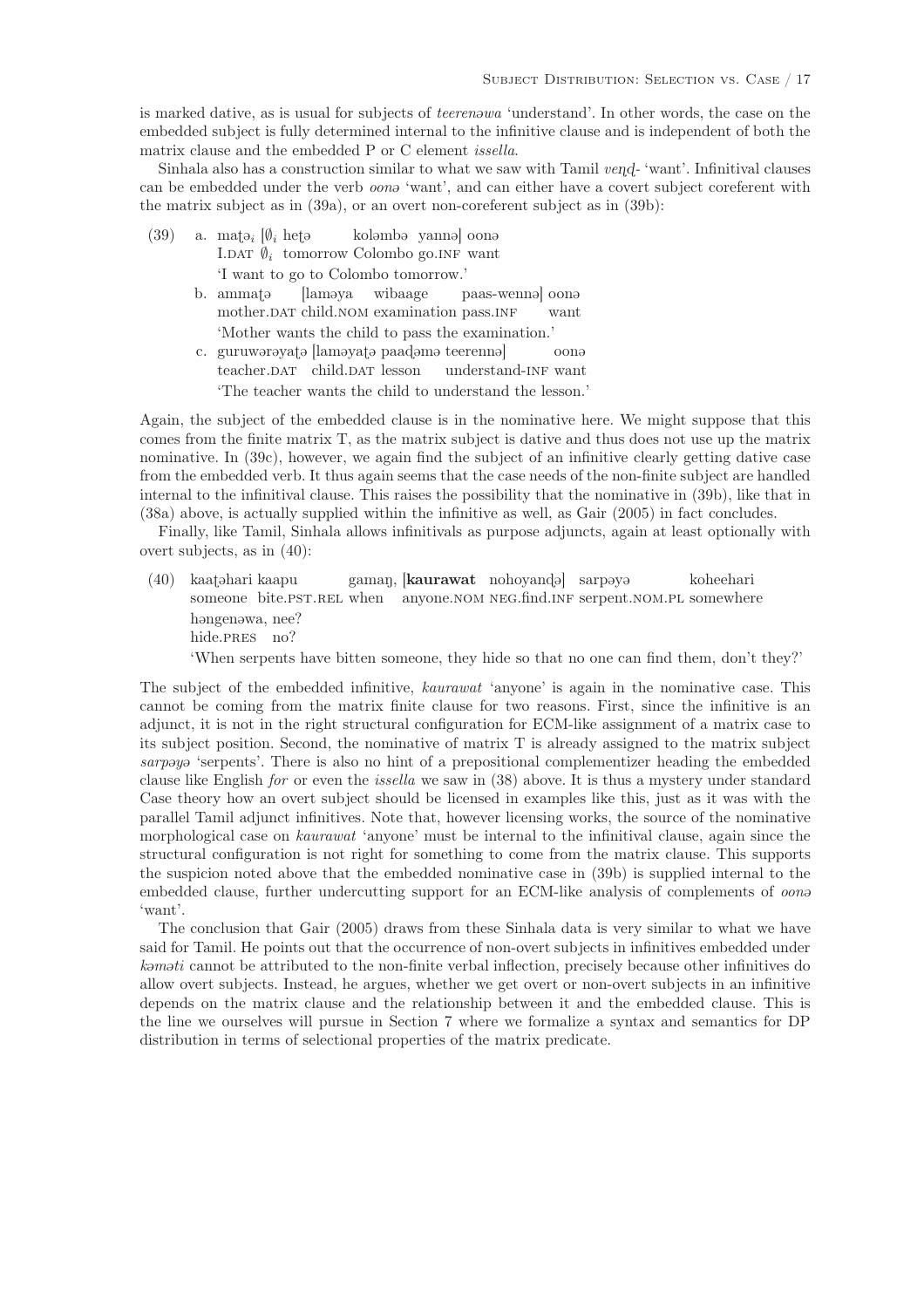is marked dative, as is usual for subjects of *teerenəwa* 'understand'. In other words, the case on the embedded subject is fully determined internal to the infinitive clause and is independent of both the matrix clause and the embedded P or C element *issella*.

Sinhala also has a construction similar to what we saw with Tamil *veṇḍ-* 'want'. Infinitival clauses can be embedded under the verb *oonə* 'want', and can either have a covert subject coreferent with the matrix subject as in (39a), or an overt non-coreferent subject as in (39b):

(39) a. maṭə$_i$ [$\emptyset_i$ heṭə koləmbə yannə] oonə
I.DAT $\emptyset_i$ tomorrow Colombo go.INF want
'I want to go to Colombo tomorrow.'

b. ammaṭə [laməya wibaage paas-wennə] oonə
mother.DAT child.NOM examination pass.INF want
'Mother wants the child to pass the examination.'

c. guruwərəyaṭə [laməyaṭə paaḍəmə teerennə] oonə
teacher.DAT child.DAT lesson understand-INF want
'The teacher wants the child to understand the lesson.'

Again, the subject of the embedded clause is in the nominative here. We might suppose that this comes from the finite matrix T, as the matrix subject is dative and thus does not use up the matrix nominative. In (39c), however, we again find the subject of an infinitive clearly getting dative case from the embedded verb. It thus again seems that the case needs of the non-finite subject are handled internal to the infinitival clause. This raises the possibility that the nominative in (39b), like that in (38a) above, is actually supplied within the infinitive as well, as Gair (2005) in fact concludes.

Finally, like Tamil, Sinhala allows infinitivals as purpose adjuncts, again at least optionally with overt subjects, as in (40):

(40) kaaṭəhari kaapu gamaŋ, [**kaurawat** nohoyanḍə] sarpəyə koheehari həngenəwa, nee?
someone bite.PST.REL when anyone.NOM NEG.find.INF serpent.NOM.PL somewhere hide.PRES no?
'When serpents have bitten someone, they hide so that no one can find them, don't they?'

The subject of the embedded infinitive, *kaurawat* 'anyone' is again in the nominative case. This cannot be coming from the matrix finite clause for two reasons. First, since the infinitive is an adjunct, it is not in the right structural configuration for ECM-like assignment of a matrix case to its subject position. Second, the nominative of matrix T is already assigned to the matrix subject *sarpəyə* 'serpents'. There is also no hint of a prepositional complementizer heading the embedded clause like English *for* or even the *issella* we saw in (38) above. It is thus a mystery under standard Case theory how an overt subject should be licensed in examples like this, just as it was with the parallel Tamil adjunct infinitives. Note that, however licensing works, the source of the nominative morphological case on *kaurawat* 'anyone' must be internal to the infinitival clause, again since the structural configuration is not right for something to come from the matrix clause. This supports the suspicion noted above that the embedded nominative case in (39b) is supplied internal to the embedded clause, further undercutting support for an ECM-like analysis of complements of *oonə* 'want'.

The conclusion that Gair (2005) draws from these Sinhala data is very similar to what we have said for Tamil. He points out that the occurrence of non-overt subjects in infinitives embedded under *kəməti* cannot be attributed to the non-finite verbal inflection, precisely because other infinitives do allow overt subjects. Instead, he argues, whether we get overt or non-overt subjects in an infinitive depends on the matrix clause and the relationship between it and the embedded clause. This is the line we ourselves will pursue in Section 7 where we formalize a syntax and semantics for DP distribution in terms of selectional properties of the matrix predicate.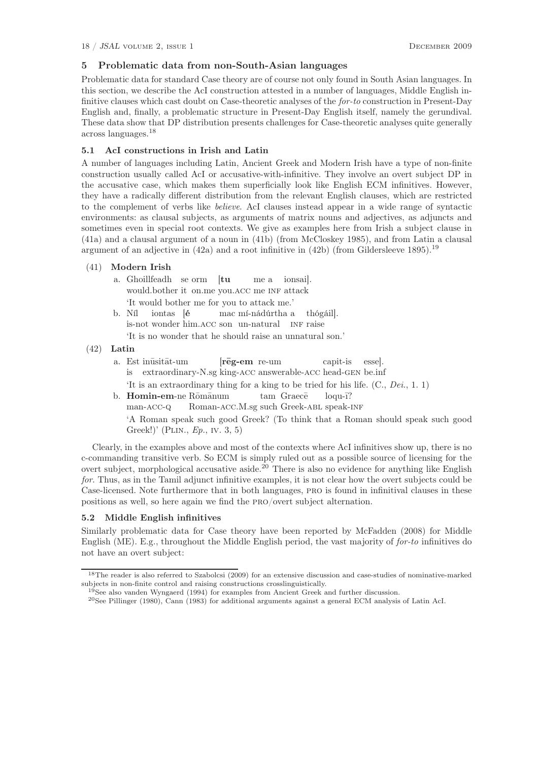## 5 Problematic data from non-South-Asian languages

Problematic data for standard Case theory are of course not only found in South Asian languages. In this section, we describe the AcI construction attested in a number of languages, Middle English infinitive clauses which cast doubt on Case-theoretic analyses of the *for-to* construction in Present-Day English and, finally, a problematic structure in Present-Day English itself, namely the gerundival. These data show that DP distribution presents challenges for Case-theoretic analyses quite generally across languages.[18]

### 5.1 AcI constructions in Irish and Latin

A number of languages including Latin, Ancient Greek and Modern Irish have a type of non-finite construction usually called AcI or accusative-with-infinitive. They involve an overt subject DP in the accusative case, which makes them superficially look like English ECM infinitives. However, they have a radically different distribution from the relevant English clauses, which are restricted to the complement of verbs like *believe*. AcI clauses instead appear in a wide range of syntactic environments: as clausal subjects, as arguments of matrix nouns and adjectives, as adjuncts and sometimes even in special root contexts. We give as examples here from Irish a subject clause in (41a) and a clausal argument of a noun in (41b) (from McCloskey 1985), and from Latin a clausal argument of an adjective in (42a) and a root infinitive in (42b) (from Gildersleeve 1895).[19]

(41) **Modern Irish**

a. Ghoillfeadh se orm [**tu** me a ionsai].
would.bother it on.me you.ACC me INF attack
'It would bother me for you to attack me.'

b. Níl iontas [**é** mac mí-nádúrtha a thógáil].
is-not wonder him.ACC son un-natural INF raise
'It is no wonder that he should raise an unnatural son.'

(42) **Latin**

a. Est inūsitāt-um [**rēg-em** re-um capit-is esse].
is extraordinary-N.sg king-ACC answerable-ACC head-GEN be.inf
'It is an extraordinary thing for a king to be tried for his life. (C., *Dei.*, 1. 1)

b. **Homin-em**-ne Rōmānum tam Graecē loqu-ī?
man-ACC-Q Roman-ACC.M.sg such Greek-ABL speak-INF
'A Roman speak such good Greek? (To think that a Roman should speak such good Greek!)' (PLIN., *Ep.*, IV. 3, 5)

Clearly, in the examples above and most of the contexts where AcI infinitives show up, there is no c-commanding transitive verb. So ECM is simply ruled out as a possible source of licensing for the overt subject, morphological accusative aside.[20] There is also no evidence for anything like English *for*. Thus, as in the Tamil adjunct infinitive examples, it is not clear how the overt subjects could be Case-licensed. Note furthermore that in both languages, PRO is found in infinitival clauses in these positions as well, so here again we find the PRO/overt subject alternation.

### 5.2 Middle English infinitives

Similarly problematic data for Case theory have been reported by McFadden (2008) for Middle English (ME). E.g., throughout the Middle English period, the vast majority of *for-to* infinitives do not have an overt subject:

---

[18] The reader is also referred to Szabolcsi (2009) for an extensive discussion and case-studies of nominative-marked subjects in non-finite control and raising constructions crosslinguistically.

[19] See also vanden Wyngaerd (1994) for examples from Ancient Greek and further discussion.

[20] See Pillinger (1980), Cann (1983) for additional arguments against a general ECM analysis of Latin AcI.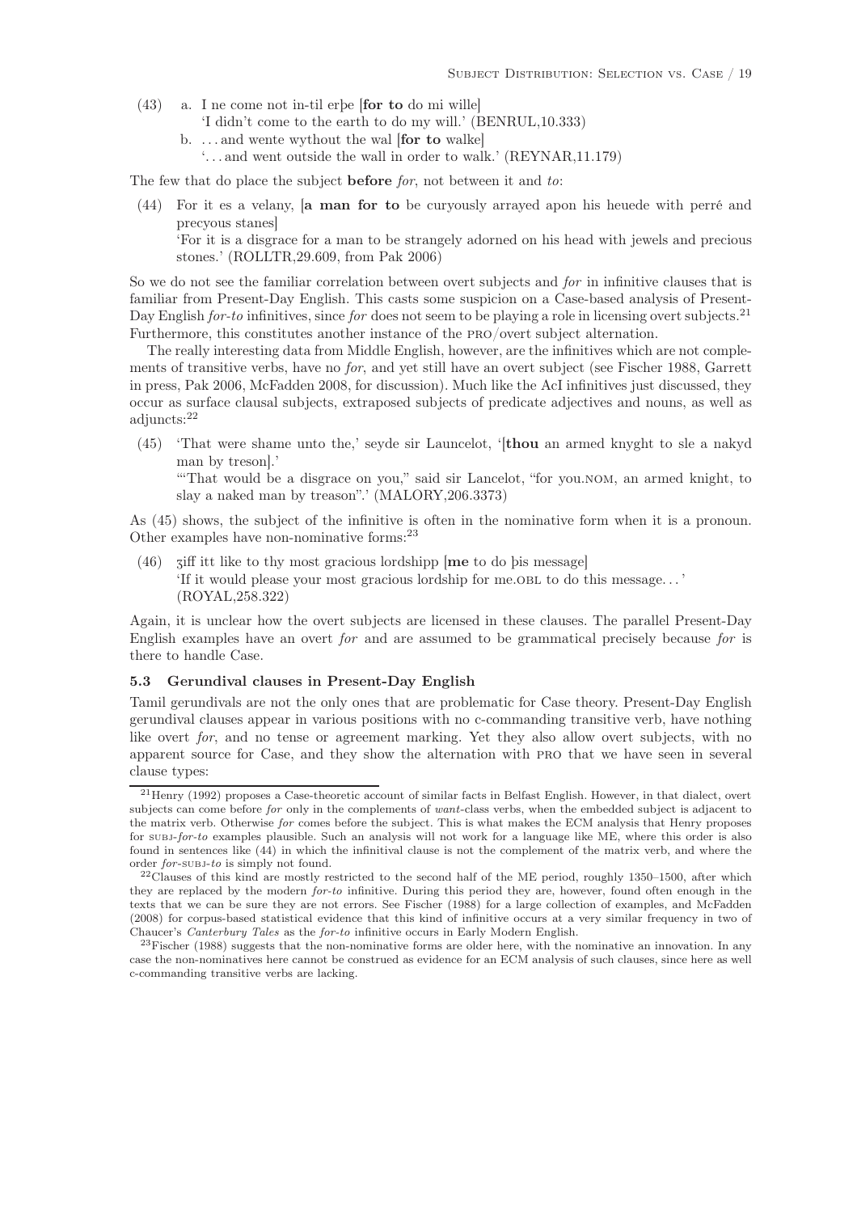(43) a. I ne come not in-til erþe [**for to** do mi wille]
'I didn't come to the earth to do my will.' (BENRUL,10.333)

b. . . . and wente wythout the wal [**for to** walke]
'. . . and went outside the wall in order to walk.' (REYNAR,11.179)

The few that do place the subject **before** *for*, not between it and *to*:

(44) For it es a velany, [**a man for to** be curyously arrayed apon his heuede with perré and precyous stanes]
'For it is a disgrace for a man to be strangely adorned on his head with jewels and precious stones.' (ROLLTR,29.609, from Pak 2006)

So we do not see the familiar correlation between overt subjects and *for* in infinitive clauses that is familiar from Present-Day English. This casts some suspicion on a Case-based analysis of Present-Day English *for-to* infinitives, since *for* does not seem to be playing a role in licensing overt subjects.[21] Furthermore, this constitutes another instance of the PRO/overt subject alternation.

The really interesting data from Middle English, however, are the infinitives which are not complements of transitive verbs, have no *for*, and yet still have an overt subject (see Fischer 1988, Garrett in press, Pak 2006, McFadden 2008, for discussion). Much like the AcI infinitives just discussed, they occur as surface clausal subjects, extraposed subjects of predicate adjectives and nouns, as well as adjuncts:[22]

(45) 'That were shame unto the,' seyde sir Launcelot, '[**thou** an armed knyght to sle a nakyd man by treson].'
'"That would be a disgrace on you," said sir Lancelot, "for you.NOM, an armed knight, to slay a naked man by treason".' (MALORY,206.3373)

As (45) shows, the subject of the infinitive is often in the nominative form when it is a pronoun. Other examples have non-nominative forms:[23]

(46) ȝiff itt like to thy most gracious lordshipp [**me** to do þis message]
'If it would please your most gracious lordship for me.OBL to do this message. . . '
(ROYAL,258.322)

Again, it is unclear how the overt subjects are licensed in these clauses. The parallel Present-Day English examples have an overt *for* and are assumed to be grammatical precisely because *for* is there to handle Case.

### 5.3 Gerundival clauses in Present-Day English

Tamil gerundivals are not the only ones that are problematic for Case theory. Present-Day English gerundival clauses appear in various positions with no c-commanding transitive verb, have nothing like overt *for*, and no tense or agreement marking. Yet they also allow overt subjects, with no apparent source for Case, and they show the alternation with PRO that we have seen in several clause types:

---

[21] Henry (1992) proposes a Case-theoretic account of similar facts in Belfast English. However, in that dialect, overt subjects can come before *for* only in the complements of *want*-class verbs, when the embedded subject is adjacent to the matrix verb. Otherwise *for* comes before the subject. This is what makes the ECM analysis that Henry proposes for SUBJ-*for*-*to* examples plausible. Such an analysis will not work for a language like ME, where this order is also found in sentences like (44) in which the infinitival clause is not the complement of the matrix verb, and where the order *for*-SUBJ-*to* is simply not found.

[22] Clauses of this kind are mostly restricted to the second half of the ME period, roughly 1350–1500, after which they are replaced by the modern *for-to* infinitive. During this period they are, however, found often enough in the texts that we can be sure they are not errors. See Fischer (1988) for a large collection of examples, and McFadden (2008) for corpus-based statistical evidence that this kind of infinitive occurs at a very similar frequency in two of Chaucer's *Canterbury Tales* as the *for-to* infinitive occurs in Early Modern English.

[23] Fischer (1988) suggests that the non-nominative forms are older here, with the nominative an innovation. In any case the non-nominatives here cannot be construed as evidence for an ECM analysis of such clauses, since here as well c-commanding transitive verbs are lacking.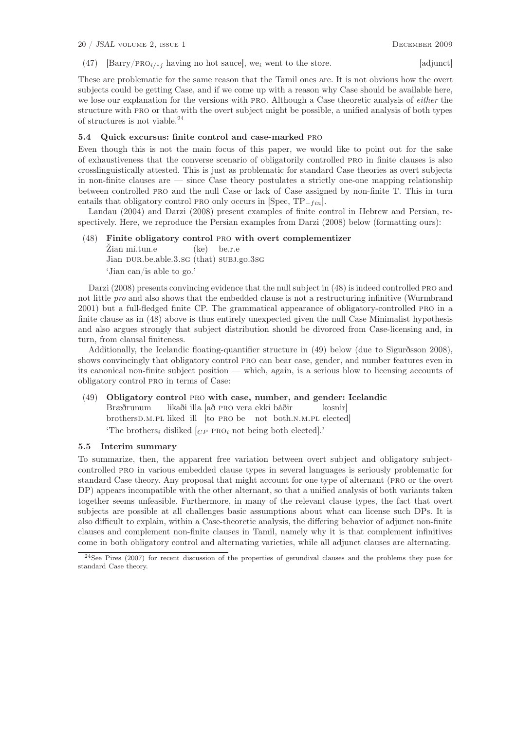(47) [Barry/PRO$_{i/*j}$ having no hot sauce], we$_i$ went to the store. [adjunct]

These are problematic for the same reason that the Tamil ones are. It is not obvious how the overt subjects could be getting Case, and if we come up with a reason why Case should be available here, we lose our explanation for the versions with PRO. Although a Case theoretic analysis of *either* the structure with PRO or that with the overt subject might be possible, a unified analysis of both types of structures is not viable.[24]

### 5.4 Quick excursus: finite control and case-marked PRO

Even though this is not the main focus of this paper, we would like to point out for the sake of exhaustiveness that the converse scenario of obligatorily controlled PRO in finite clauses is also crosslinguistically attested. This is just as problematic for standard Case theories as overt subjects in non-finite clauses are — since Case theory postulates a strictly one-one mapping relationship between controlled PRO and the null Case or lack of Case assigned by non-finite T. This in turn entails that obligatory control PRO only occurs in [Spec, TP$_{-fin}$].

Landau (2004) and Darzi (2008) present examples of finite control in Hebrew and Persian, respectively. Here, we reproduce the Persian examples from Darzi (2008) below (formatting ours):

(48) **Finite obligatory control PRO with overt complementizer**
Žian mi.tun.e (ke) be.r.e
Jian DUR.be.able.3.SG (that) SUBJ.go.3SG
'Jian can/is able to go.'

Darzi (2008) presents convincing evidence that the null subject in (48) is indeed controlled PRO and not little *pro* and also shows that the embedded clause is not a restructuring infinitive (Wurmbrand 2001) but a full-fledged finite CP. The grammatical appearance of obligatory-controlled PRO in a finite clause as in (48) above is thus entirely unexpected given the null Case Minimalist hypothesis and also argues strongly that subject distribution should be divorced from Case-licensing and, in turn, from clausal finiteness.

Additionally, the Icelandic floating-quantifier structure in (49) below (due to Sigurðsson 2008), shows convincingly that obligatory control PRO can bear case, gender, and number features even in its canonical non-finite subject position — which, again, is a serious blow to licensing accounts of obligatory control PRO in terms of Case:

(49) **Obligatory control PRO with case, number, and gender: Icelandic**
Bræðrunum líkaði illa [að PRO vera ekki báðir kosnir]
brothersD.M.PL liked ill [to PRO be not both.N.M.PL elected]
'The brothers$_i$ disliked [$_{CP}$ PRO$_i$ not being both elected].'

### 5.5 Interim summary

To summarize, then, the apparent free variation between overt subject and obligatory subject-controlled PRO in various embedded clause types in several languages is seriously problematic for standard Case theory. Any proposal that might account for one type of alternant (PRO or the overt DP) appears incompatible with the other alternant, so that a unified analysis of both variants taken together seems unfeasible. Furthermore, in many of the relevant clause types, the fact that overt subjects are possible at all challenges basic assumptions about what can license such DPs. It is also difficult to explain, within a Case-theoretic analysis, the differing behavior of adjunct non-finite clauses and complement non-finite clauses in Tamil, namely why it is that complement infinitives come in both obligatory control and alternating varieties, while all adjunct clauses are alternating.

[24] See Pires (2007) for recent discussion of the properties of gerundival clauses and the problems they pose for standard Case theory.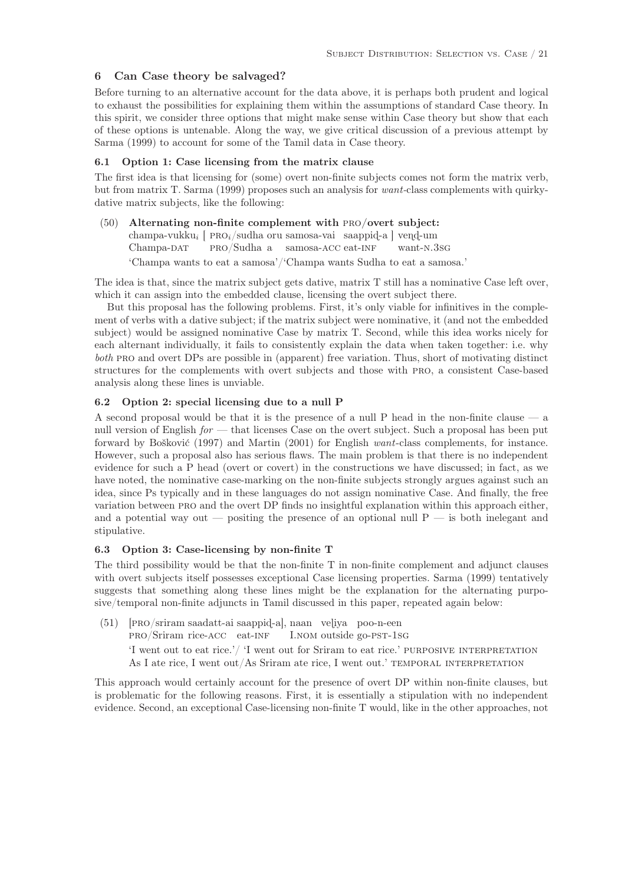## 6 Can Case theory be salvaged?

Before turning to an alternative account for the data above, it is perhaps both prudent and logical to exhaust the possibilities for explaining them within the assumptions of standard Case theory. In this spirit, we consider three options that might make sense within Case theory but show that each of these options is untenable. Along the way, we give critical discussion of a previous attempt by Sarma (1999) to account for some of the Tamil data in Case theory.

### 6.1 Option 1: Case licensing from the matrix clause

The first idea is that licensing for (some) overt non-finite subjects comes not form the matrix verb, but from matrix T. Sarma (1999) proposes such an analysis for *want*-class complements with quirky-dative matrix subjects, like the following:

(50) **Alternating non-finite complement with PRO/overt subject:**
champa-vukku$_i$ [ PRO$_i$/sudha oru samosa-vai saappiḍ-a ] veṇḍ-um
Champa-DAT PRO/Sudha a samosa-ACC eat-INF want-N.3SG
'Champa wants to eat a samosa'/'Champa wants Sudha to eat a samosa.'

The idea is that, since the matrix subject gets dative, matrix T still has a nominative Case left over, which it can assign into the embedded clause, licensing the overt subject there.

But this proposal has the following problems. First, it's only viable for infinitives in the complement of verbs with a dative subject; if the matrix subject were nominative, it (and not the embedded subject) would be assigned nominative Case by matrix T. Second, while this idea works nicely for each alternant individually, it fails to consistently explain the data when taken together: i.e. why *both* PRO and overt DPs are possible in (apparent) free variation. Thus, short of motivating distinct structures for the complements with overt subjects and those with PRO, a consistent Case-based analysis along these lines is unviable.

### 6.2 Option 2: special licensing due to a null P

A second proposal would be that it is the presence of a null P head in the non-finite clause — a null version of English *for* — that licenses Case on the overt subject. Such a proposal has been put forward by Bošković (1997) and Martin (2001) for English *want*-class complements, for instance. However, such a proposal also has serious flaws. The main problem is that there is no independent evidence for such a P head (overt or covert) in the constructions we have discussed; in fact, as we have noted, the nominative case-marking on the non-finite subjects strongly argues against such an idea, since Ps typically and in these languages do not assign nominative Case. And finally, the free variation between PRO and the overt DP finds no insightful explanation within this approach either, and a potential way out — positing the presence of an optional null P — is both inelegant and stipulative.

### 6.3 Option 3: Case-licensing by non-finite T

The third possibility would be that the non-finite T in non-finite complement and adjunct clauses with overt subjects itself possesses exceptional Case licensing properties. Sarma (1999) tentatively suggests that something along these lines might be the explanation for the alternating purposive/temporal non-finite adjuncts in Tamil discussed in this paper, repeated again below:

(51) [PRO/sriram saadatt-ai saappiḍ-a], naan veḷiya poo-n-een
PRO/Sriram rice-ACC eat-INF I.NOM outside go-PST-1SG
'I went out to eat rice.'/ 'I went out for Sriram to eat rice.' PURPOSIVE INTERPRETATION
As I ate rice, I went out/As Sriram ate rice, I went out.' TEMPORAL INTERPRETATION

This approach would certainly account for the presence of overt DP within non-finite clauses, but is problematic for the following reasons. First, it is essentially a stipulation with no independent evidence. Second, an exceptional Case-licensing non-finite T would, like in the other approaches, not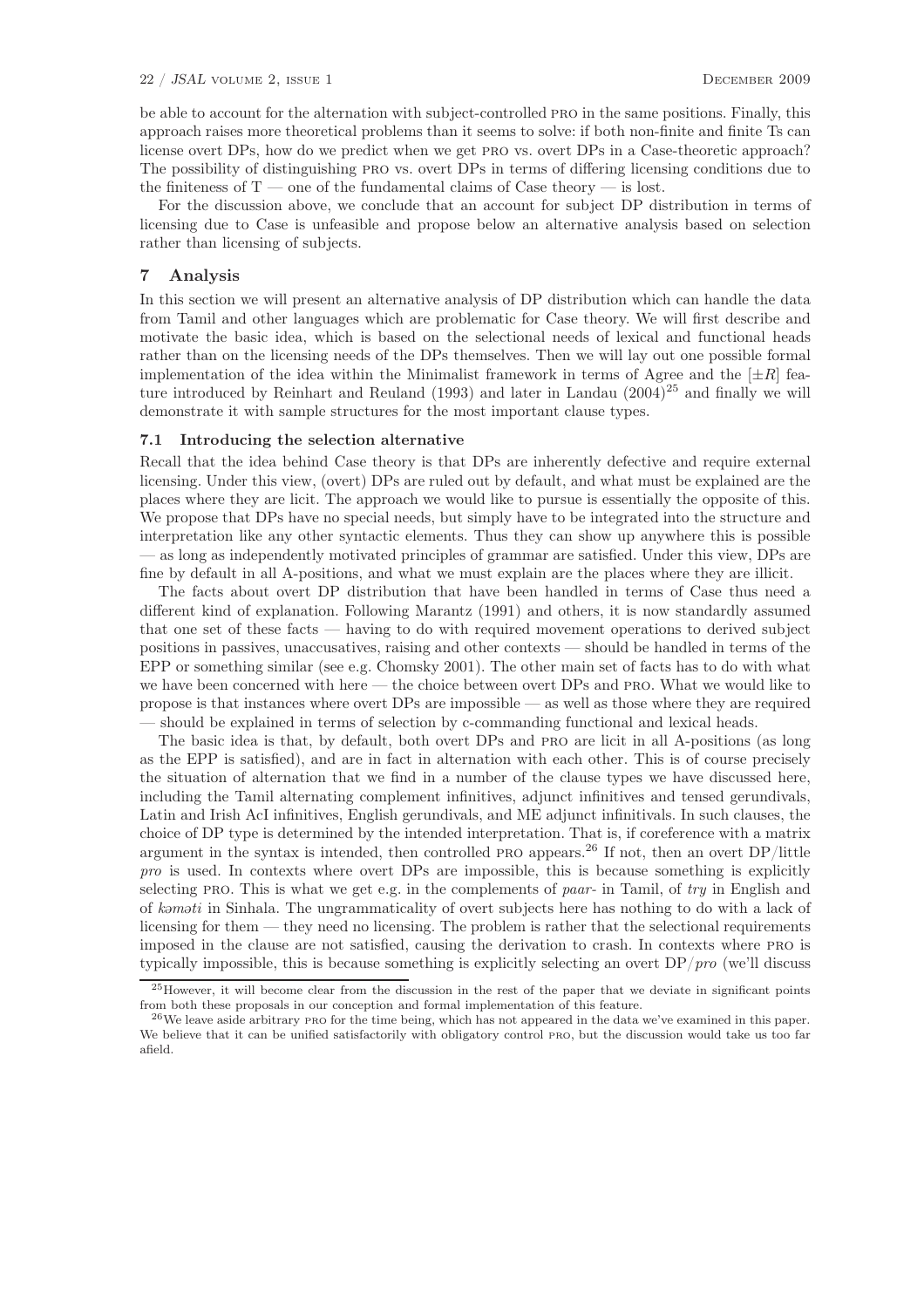be able to account for the alternation with subject-controlled PRO in the same positions. Finally, this approach raises more theoretical problems than it seems to solve: if both non-finite and finite Ts can license overt DPs, how do we predict when we get PRO vs. overt DPs in a Case-theoretic approach? The possibility of distinguishing PRO vs. overt DPs in terms of differing licensing conditions due to the finiteness of T — one of the fundamental claims of Case theory — is lost.

For the discussion above, we conclude that an account for subject DP distribution in terms of licensing due to Case is unfeasible and propose below an alternative analysis based on selection rather than licensing of subjects.

## 7 Analysis

In this section we will present an alternative analysis of DP distribution which can handle the data from Tamil and other languages which are problematic for Case theory. We will first describe and motivate the basic idea, which is based on the selectional needs of lexical and functional heads rather than on the licensing needs of the DPs themselves. Then we will lay out one possible formal implementation of the idea within the Minimalist framework in terms of Agree and the $[\pm R]$ feature introduced by Reinhart and Reuland (1993) and later in Landau (2004)[25] and finally we will demonstrate it with sample structures for the most important clause types.

### 7.1 Introducing the selection alternative

Recall that the idea behind Case theory is that DPs are inherently defective and require external licensing. Under this view, (overt) DPs are ruled out by default, and what must be explained are the places where they are licit. The approach we would like to pursue is essentially the opposite of this. We propose that DPs have no special needs, but simply have to be integrated into the structure and interpretation like any other syntactic elements. Thus they can show up anywhere this is possible — as long as independently motivated principles of grammar are satisfied. Under this view, DPs are fine by default in all A-positions, and what we must explain are the places where they are illicit.

The facts about overt DP distribution that have been handled in terms of Case thus need a different kind of explanation. Following Marantz (1991) and others, it is now standardly assumed that one set of these facts — having to do with required movement operations to derived subject positions in passives, unaccusatives, raising and other contexts — should be handled in terms of the EPP or something similar (see e.g. Chomsky 2001). The other main set of facts has to do with what we have been concerned with here — the choice between overt DPs and PRO. What we would like to propose is that instances where overt DPs are impossible — as well as those where they are required — should be explained in terms of selection by c-commanding functional and lexical heads.

The basic idea is that, by default, both overt DPs and PRO are licit in all A-positions (as long as the EPP is satisfied), and are in fact in alternation with each other. This is of course precisely the situation of alternation that we find in a number of the clause types we have discussed here, including the Tamil alternating complement infinitives, adjunct infinitives and tensed gerundivals, Latin and Irish AcI infinitives, English gerundivals, and ME adjunct infinitivals. In such clauses, the choice of DP type is determined by the intended interpretation. That is, if coreference with a matrix argument in the syntax is intended, then controlled PRO appears.[26] If not, then an overt DP/little *pro* is used. In contexts where overt DPs are impossible, this is because something is explicitly selecting PRO. This is what we get e.g. in the complements of *paar-* in Tamil, of *try* in English and of *kəməti* in Sinhala. The ungrammaticality of overt subjects here has nothing to do with a lack of licensing for them — they need no licensing. The problem is rather that the selectional requirements imposed in the clause are not satisfied, causing the derivation to crash. In contexts where PRO is typically impossible, this is because something is explicitly selecting an overt DP/*pro* (we'll discuss

[25] However, it will become clear from the discussion in the rest of the paper that we deviate in significant points from both these proposals in our conception and formal implementation of this feature.

[26] We leave aside arbitrary PRO for the time being, which has not appeared in the data we've examined in this paper. We believe that it can be unified satisfactorily with obligatory control PRO, but the discussion would take us too far afield.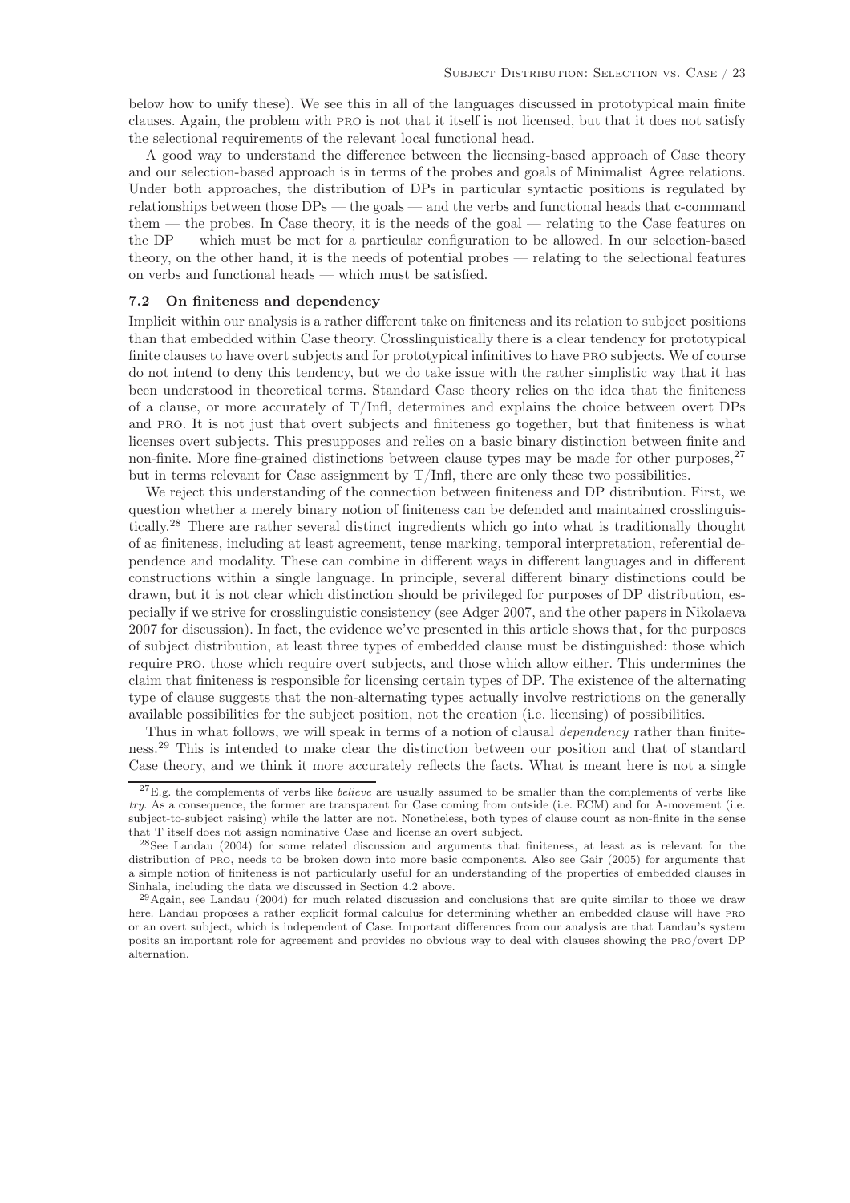below how to unify these). We see this in all of the languages discussed in prototypical main finite clauses. Again, the problem with PRO is not that it itself is not licensed, but that it does not satisfy the selectional requirements of the relevant local functional head.

A good way to understand the difference between the licensing-based approach of Case theory and our selection-based approach is in terms of the probes and goals of Minimalist Agree relations. Under both approaches, the distribution of DPs in particular syntactic positions is regulated by relationships between those DPs — the goals — and the verbs and functional heads that c-command them — the probes. In Case theory, it is the needs of the goal — relating to the Case features on the DP — which must be met for a particular configuration to be allowed. In our selection-based theory, on the other hand, it is the needs of potential probes — relating to the selectional features on verbs and functional heads — which must be satisfied.

### 7.2 On finiteness and dependency

Implicit within our analysis is a rather different take on finiteness and its relation to subject positions than that embedded within Case theory. Crosslinguistically there is a clear tendency for prototypical finite clauses to have overt subjects and for prototypical infinitives to have PRO subjects. We of course do not intend to deny this tendency, but we do take issue with the rather simplistic way that it has been understood in theoretical terms. Standard Case theory relies on the idea that the finiteness of a clause, or more accurately of T/Infl, determines and explains the choice between overt DPs and PRO. It is not just that overt subjects and finiteness go together, but that finiteness is what licenses overt subjects. This presupposes and relies on a basic binary distinction between finite and non-finite. More fine-grained distinctions between clause types may be made for other purposes,[27] but in terms relevant for Case assignment by T/Infl, there are only these two possibilities.

We reject this understanding of the connection between finiteness and DP distribution. First, we question whether a merely binary notion of finiteness can be defended and maintained crosslinguistically.[28] There are rather several distinct ingredients which go into what is traditionally thought of as finiteness, including at least agreement, tense marking, temporal interpretation, referential dependence and modality. These can combine in different ways in different languages and in different constructions within a single language. In principle, several different binary distinctions could be drawn, but it is not clear which distinction should be privileged for purposes of DP distribution, especially if we strive for crosslinguistic consistency (see Adger 2007, and the other papers in Nikolaeva 2007 for discussion). In fact, the evidence we've presented in this article shows that, for the purposes of subject distribution, at least three types of embedded clause must be distinguished: those which require PRO, those which require overt subjects, and those which allow either. This undermines the claim that finiteness is responsible for licensing certain types of DP. The existence of the alternating type of clause suggests that the non-alternating types actually involve restrictions on the generally available possibilities for the subject position, not the creation (i.e. licensing) of possibilities.

Thus in what follows, we will speak in terms of a notion of clausal *dependency* rather than finiteness.[29] This is intended to make clear the distinction between our position and that of standard Case theory, and we think it more accurately reflects the facts. What is meant here is not a single

---

[27] E.g. the complements of verbs like *believe* are usually assumed to be smaller than the complements of verbs like *try*. As a consequence, the former are transparent for Case coming from outside (i.e. ECM) and for A-movement (i.e. subject-to-subject raising) while the latter are not. Nonetheless, both types of clause count as non-finite in the sense that T itself does not assign nominative Case and license an overt subject.

[28] See Landau (2004) for some related discussion and arguments that finiteness, at least as is relevant for the distribution of PRO, needs to be broken down into more basic components. Also see Gair (2005) for arguments that a simple notion of finiteness is not particularly useful for an understanding of the properties of embedded clauses in Sinhala, including the data we discussed in Section 4.2 above.

[29] Again, see Landau (2004) for much related discussion and conclusions that are quite similar to those we draw here. Landau proposes a rather explicit formal calculus for determining whether an embedded clause will have PRO or an overt subject, which is independent of Case. Important differences from our analysis are that Landau's system posits an important role for agreement and provides no obvious way to deal with clauses showing the PRO/overt DP alternation.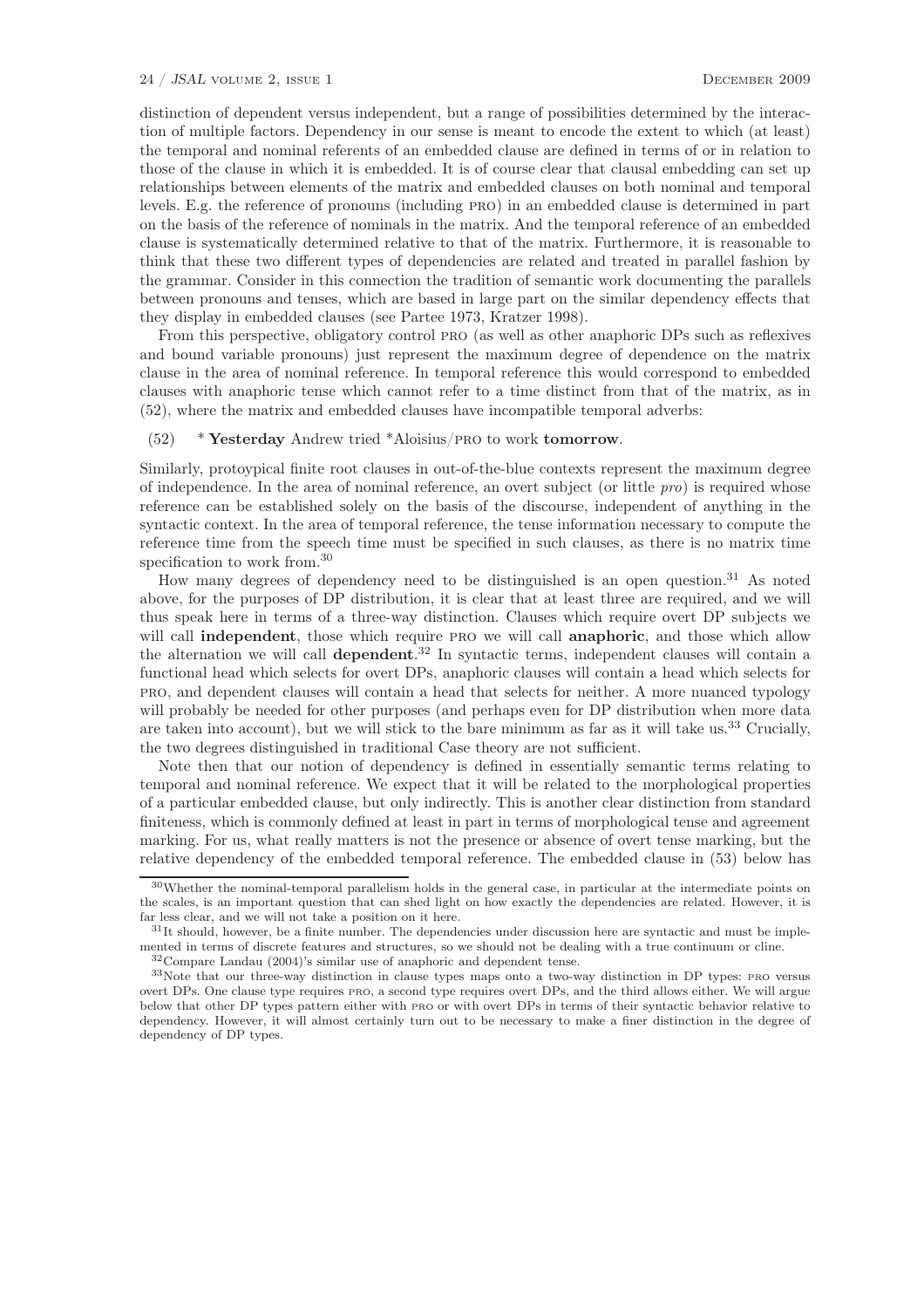distinction of dependent versus independent, but a range of possibilities determined by the interaction of multiple factors. Dependency in our sense is meant to encode the extent to which (at least) the temporal and nominal referents of an embedded clause are defined in terms of or in relation to those of the clause in which it is embedded. It is of course clear that clausal embedding can set up relationships between elements of the matrix and embedded clauses on both nominal and temporal levels. E.g. the reference of pronouns (including PRO) in an embedded clause is determined in part on the basis of the reference of nominals in the matrix. And the temporal reference of an embedded clause is systematically determined relative to that of the matrix. Furthermore, it is reasonable to think that these two different types of dependencies are related and treated in parallel fashion by the grammar. Consider in this connection the tradition of semantic work documenting the parallels between pronouns and tenses, which are based in large part on the similar dependency effects that they display in embedded clauses (see Partee 1973, Kratzer 1998).

From this perspective, obligatory control PRO (as well as other anaphoric DPs such as reflexives and bound variable pronouns) just represent the maximum degree of dependence on the matrix clause in the area of nominal reference. In temporal reference this would correspond to embedded clauses with anaphoric tense which cannot refer to a time distinct from that of the matrix, as in (52), where the matrix and embedded clauses have incompatible temporal adverbs:

(52) * **Yesterday** Andrew tried *Aloisius/PRO to work **tomorrow**.

Similarly, protoypical finite root clauses in out-of-the-blue contexts represent the maximum degree of independence. In the area of nominal reference, an overt subject (or little *pro*) is required whose reference can be established solely on the basis of the discourse, independent of anything in the syntactic context. In the area of temporal reference, the tense information necessary to compute the reference time from the speech time must be specified in such clauses, as there is no matrix time specification to work from.[30]

How many degrees of dependency need to be distinguished is an open question.[31] As noted above, for the purposes of DP distribution, it is clear that at least three are required, and we will thus speak here in terms of a three-way distinction. Clauses which require overt DP subjects we will call **independent**, those which require PRO we will call **anaphoric**, and those which allow the alternation we will call **dependent**.[32] In syntactic terms, independent clauses will contain a functional head which selects for overt DPs, anaphoric clauses will contain a head which selects for PRO, and dependent clauses will contain a head that selects for neither. A more nuanced typology will probably be needed for other purposes (and perhaps even for DP distribution when more data are taken into account), but we will stick to the bare minimum as far as it will take us.[33] Crucially, the two degrees distinguished in traditional Case theory are not sufficient.

Note then that our notion of dependency is defined in essentially semantic terms relating to temporal and nominal reference. We expect that it will be related to the morphological properties of a particular embedded clause, but only indirectly. This is another clear distinction from standard finiteness, which is commonly defined at least in part in terms of morphological tense and agreement marking. For us, what really matters is not the presence or absence of overt tense marking, but the relative dependency of the embedded temporal reference. The embedded clause in (53) below has

---

[30] Whether the nominal-temporal parallelism holds in the general case, in particular at the intermediate points on the scales, is an important question that can shed light on how exactly the dependencies are related. However, it is far less clear, and we will not take a position on it here.

[31] It should, however, be a finite number. The dependencies under discussion here are syntactic and must be implemented in terms of discrete features and structures, so we should not be dealing with a true continuum or cline.

[32] Compare Landau (2004)'s similar use of anaphoric and dependent tense.

[33] Note that our three-way distinction in clause types maps onto a two-way distinction in DP types: PRO versus overt DPs. One clause type requires PRO, a second type requires overt DPs, and the third allows either. We will argue below that other DP types pattern either with PRO or with overt DPs in terms of their syntactic behavior relative to dependency. However, it will almost certainly turn out to be necessary to make a finer distinction in the degree of dependency of DP types.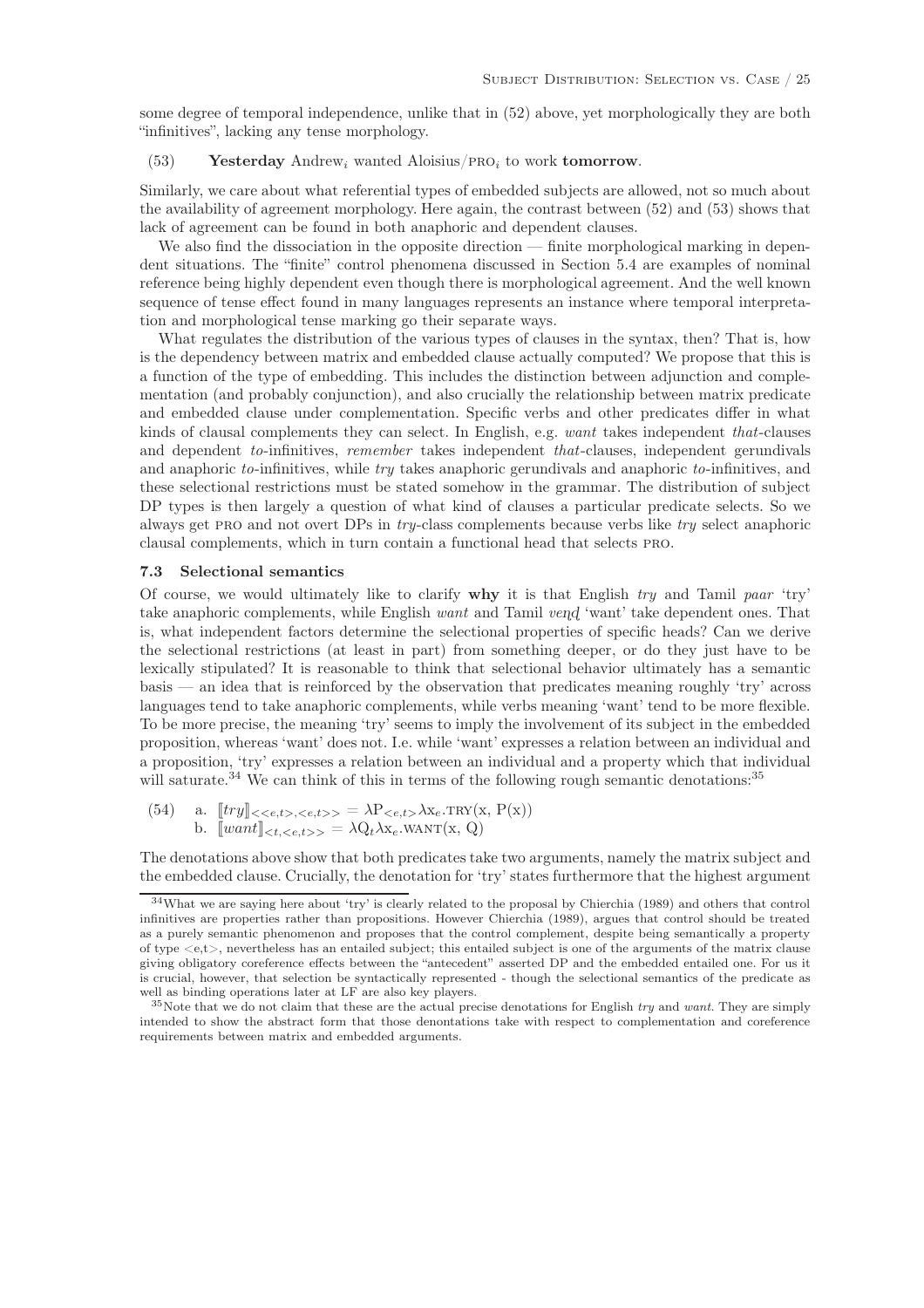some degree of temporal independence, unlike that in (52) above, yet morphologically they are both "infinitives", lacking any tense morphology.

(53) **Yesterday** Andrew$_i$ wanted Aloisius/PRO$_i$ to work **tomorrow**.

Similarly, we care about what referential types of embedded subjects are allowed, not so much about the availability of agreement morphology. Here again, the contrast between (52) and (53) shows that lack of agreement can be found in both anaphoric and dependent clauses.

We also find the dissociation in the opposite direction — finite morphological marking in dependent situations. The "finite" control phenomena discussed in Section 5.4 are examples of nominal reference being highly dependent even though there is morphological agreement. And the well known sequence of tense effect found in many languages represents an instance where temporal interpretation and morphological tense marking go their separate ways.

What regulates the distribution of the various types of clauses in the syntax, then? That is, how is the dependency between matrix and embedded clause actually computed? We propose that this is a function of the type of embedding. This includes the distinction between adjunction and complementation (and probably conjunction), and also crucially the relationship between matrix predicate and embedded clause under complementation. Specific verbs and other predicates differ in what kinds of clausal complements they can select. In English, e.g. *want* takes independent *that*-clauses and dependent *to*-infinitives, *remember* takes independent *that*-clauses, independent gerundivals and anaphoric *to*-infinitives, while *try* takes anaphoric gerundivals and anaphoric *to*-infinitives, and these selectional restrictions must be stated somehow in the grammar. The distribution of subject DP types is then largely a question of what kind of clauses a particular predicate selects. So we always get PRO and not overt DPs in *try*-class complements because verbs like *try* select anaphoric clausal complements, which in turn contain a functional head that selects PRO.

### 7.3 Selectional semantics

Of course, we would ultimately like to clarify **why** it is that English *try* and Tamil *paar* 'try' take anaphoric complements, while English *want* and Tamil *veṇḍ* 'want' take dependent ones. That is, what independent factors determine the selectional properties of specific heads? Can we derive the selectional restrictions (at least in part) from something deeper, or do they just have to be lexically stipulated? It is reasonable to think that selectional behavior ultimately has a semantic basis — an idea that is reinforced by the observation that predicates meaning roughly 'try' across languages tend to take anaphoric complements, while verbs meaning 'want' tend to be more flexible. To be more precise, the meaning 'try' seems to imply the involvement of its subject in the embedded proposition, whereas 'want' does not. I.e. while 'want' expresses a relation between an individual and a proposition, 'try' expresses a relation between an individual and a property which that individual will saturate.[34] We can think of this in terms of the following rough semantic denotations:[35]

(54) a. $[\![try]\!]_{<<e,t>,<e,t>>} = \lambda P_{<e,t>} \lambda x_e.\text{TRY}(x, P(x))$
b. $[\![want]\!]_{<t,<e,t>>} = \lambda Q_t \lambda x_e.\text{WANT}(x, Q)$

The denotations above show that both predicates take two arguments, namely the matrix subject and the embedded clause. Crucially, the denotation for 'try' states furthermore that the highest argument

[34] What we are saying here about 'try' is clearly related to the proposal by Chierchia (1989) and others that control infinitives are properties rather than propositions. However Chierchia (1989), argues that control should be treated as a purely semantic phenomenon and proposes that the control complement, despite being semantically a property of type <e,t>, nevertheless has an entailed subject; this entailed subject is one of the arguments of the matrix clause giving obligatory coreference effects between the "antecedent" asserted DP and the embedded entailed one. For us it is crucial, however, that selection be syntactically represented - though the selectional semantics of the predicate as well as binding operations later at LF are also key players.

[35] Note that we do not claim that these are the actual precise denotations for English *try* and *want*. They are simply intended to show the abstract form that those denontations take with respect to complementation and coreference requirements between matrix and embedded arguments.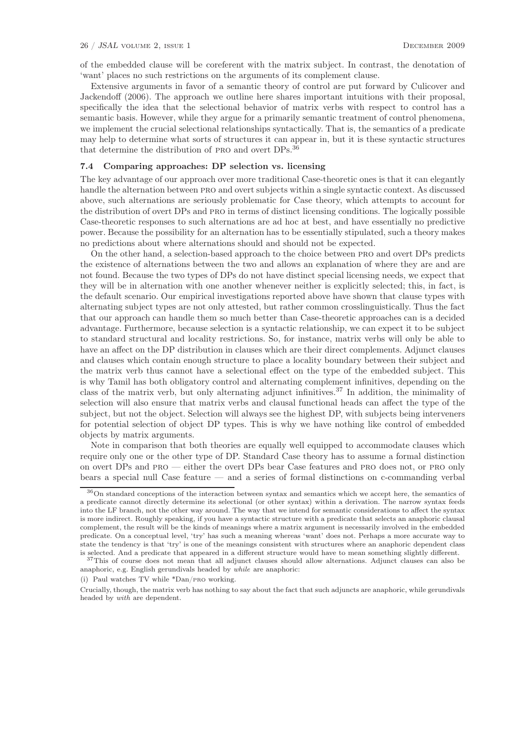of the embedded clause will be coreferent with the matrix subject. In contrast, the denotation of 'want' places no such restrictions on the arguments of its complement clause.

Extensive arguments in favor of a semantic theory of control are put forward by Culicover and Jackendoff (2006). The approach we outline here shares important intuitions with their proposal, specifically the idea that the selectional behavior of matrix verbs with respect to control has a semantic basis. However, while they argue for a primarily semantic treatment of control phenomena, we implement the crucial selectional relationships syntactically. That is, the semantics of a predicate may help to determine what sorts of structures it can appear in, but it is these syntactic structures that determine the distribution of PRO and overt DPs.[36]

### 7.4 Comparing approaches: DP selection vs. licensing

The key advantage of our approach over more traditional Case-theoretic ones is that it can elegantly handle the alternation between PRO and overt subjects within a single syntactic context. As discussed above, such alternations are seriously problematic for Case theory, which attempts to account for the distribution of overt DPs and PRO in terms of distinct licensing conditions. The logically possible Case-theoretic responses to such alternations are ad hoc at best, and have essentially no predictive power. Because the possibility for an alternation has to be essentially stipulated, such a theory makes no predictions about where alternations should and should not be expected.

On the other hand, a selection-based approach to the choice between PRO and overt DPs predicts the existence of alternations between the two and allows an explanation of where they are and are not found. Because the two types of DPs do not have distinct special licensing needs, we expect that they will be in alternation with one another whenever neither is explicitly selected; this, in fact, is the default scenario. Our empirical investigations reported above have shown that clause types with alternating subject types are not only attested, but rather common crosslinguistically. Thus the fact that our approach can handle them so much better than Case-theoretic approaches can is a decided advantage. Furthermore, because selection is a syntactic relationship, we can expect it to be subject to standard structural and locality restrictions. So, for instance, matrix verbs will only be able to have an affect on the DP distribution in clauses which are their direct complements. Adjunct clauses and clauses which contain enough structure to place a locality boundary between their subject and the matrix verb thus cannot have a selectional effect on the type of the embedded subject. This is why Tamil has both obligatory control and alternating complement infinitives, depending on the class of the matrix verb, but only alternating adjunct infinitives.[37] In addition, the minimality of selection will also ensure that matrix verbs and clausal functional heads can affect the type of the subject, but not the object. Selection will always see the highest DP, with subjects being interveners for potential selection of object DP types. This is why we have nothing like control of embedded objects by matrix arguments.

Note in comparison that both theories are equally well equipped to accommodate clauses which require only one or the other type of DP. Standard Case theory has to assume a formal distinction on overt DPs and PRO — either the overt DPs bear Case features and PRO does not, or PRO only bears a special null Case feature — and a series of formal distinctions on c-commanding verbal

---

[36] On standard conceptions of the interaction between syntax and semantics which we accept here, the semantics of a predicate cannot directly determine its selectional (or other syntax) within a derivation. The narrow syntax feeds into the LF branch, not the other way around. The way that we intend for semantic considerations to affect the syntax is more indirect. Roughly speaking, if you have a syntactic structure with a predicate that selects an anaphoric clausal complement, the result will be the kinds of meanings where a matrix argument is necessarily involved in the embedded predicate. On a conceptual level, 'try' has such a meaning whereas 'want' does not. Perhaps a more accurate way to state the tendency is that 'try' is one of the meanings consistent with structures where an anaphoric dependent class is selected. And a predicate that appeared in a different structure would have to mean something slightly different.

[37] This of course does not mean that all adjunct clauses should allow alternations. Adjunct clauses can also be anaphoric, e.g. English gerundivals headed by *while* are anaphoric:

(i) Paul watches TV while *Dan/PRO working.

Crucially, though, the matrix verb has nothing to say about the fact that such adjuncts are anaphoric, while gerundivals headed by *with* are dependent.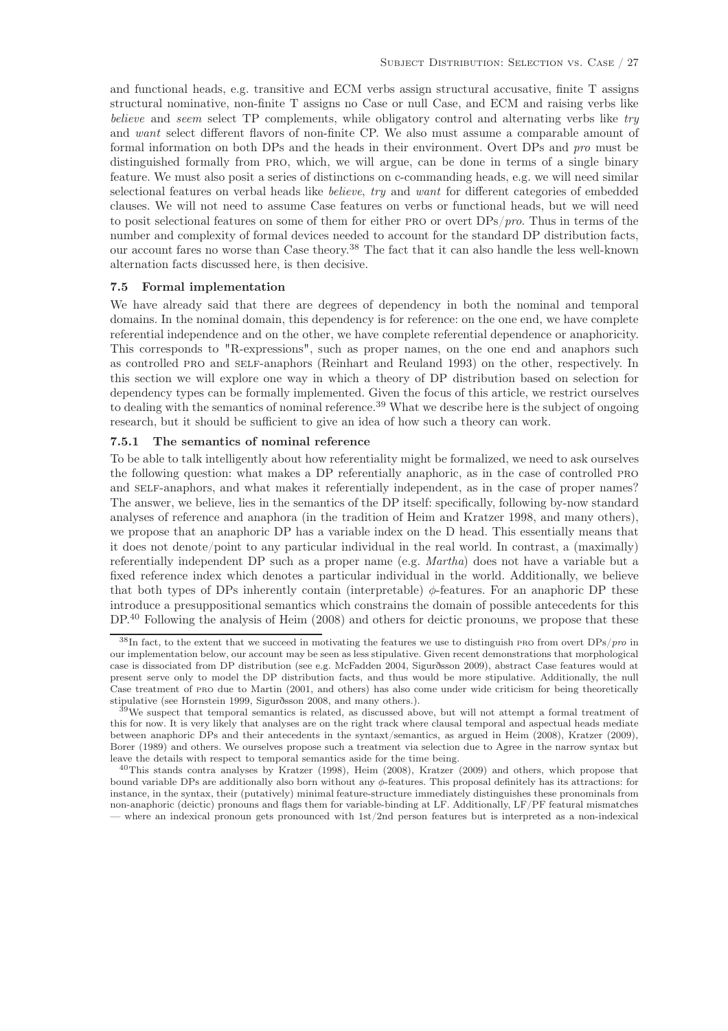and functional heads, e.g. transitive and ECM verbs assign structural accusative, finite T assigns structural nominative, non-finite T assigns no Case or null Case, and ECM and raising verbs like *believe* and *seem* select TP complements, while obligatory control and alternating verbs like *try* and *want* select different flavors of non-finite CP. We also must assume a comparable amount of formal information on both DPs and the heads in their environment. Overt DPs and *pro* must be distinguished formally from PRO, which, we will argue, can be done in terms of a single binary feature. We must also posit a series of distinctions on c-commanding heads, e.g. we will need similar selectional features on verbal heads like *believe*, *try* and *want* for different categories of embedded clauses. We will not need to assume Case features on verbs or functional heads, but we will need to posit selectional features on some of them for either PRO or overt DPs/*pro*. Thus in terms of the number and complexity of formal devices needed to account for the standard DP distribution facts, our account fares no worse than Case theory.[38] The fact that it can also handle the less well-known alternation facts discussed here, is then decisive.

### 7.5 Formal implementation

We have already said that there are degrees of dependency in both the nominal and temporal domains. In the nominal domain, this dependency is for reference: on the one end, we have complete referential independence and on the other, we have complete referential dependence or anaphoricity. This corresponds to "R-expressions", such as proper names, on the one end and anaphors such as controlled PRO and SELF-anaphors (Reinhart and Reuland 1993) on the other, respectively. In this section we will explore one way in which a theory of DP distribution based on selection for dependency types can be formally implemented. Given the focus of this article, we restrict ourselves to dealing with the semantics of nominal reference.[39] What we describe here is the subject of ongoing research, but it should be sufficient to give an idea of how such a theory can work.

#### 7.5.1 The semantics of nominal reference

To be able to talk intelligently about how referentiality might be formalized, we need to ask ourselves the following question: what makes a DP referentially anaphoric, as in the case of controlled PRO and SELF-anaphors, and what makes it referentially independent, as in the case of proper names? The answer, we believe, lies in the semantics of the DP itself: specifically, following by-now standard analyses of reference and anaphora (in the tradition of Heim and Kratzer 1998, and many others), we propose that an anaphoric DP has a variable index on the D head. This essentially means that it does not denote/point to any particular individual in the real world. In contrast, a (maximally) referentially independent DP such as a proper name (e.g. *Martha*) does not have a variable but a fixed reference index which denotes a particular individual in the world. Additionally, we believe that both types of DPs inherently contain (interpretable) $\phi$-features. For an anaphoric DP these introduce a presuppositional semantics which constrains the domain of possible antecedents for this DP.[40] Following the analysis of Heim (2008) and others for deictic pronouns, we propose that these

---

[38] In fact, to the extent that we succeed in motivating the features we use to distinguish PRO from overt DPs/*pro* in our implementation below, our account may be seen as less stipulative. Given recent demonstrations that morphological case is dissociated from DP distribution (see e.g. McFadden 2004, Sigurðsson 2009), abstract Case features would at present serve only to model the DP distribution facts, and thus would be more stipulative. Additionally, the null Case treatment of PRO due to Martin (2001, and others) has also come under wide criticism for being theoretically stipulative (see Hornstein 1999, Sigurðsson 2008, and many others.).

[39] We suspect that temporal semantics is related, as discussed above, but will not attempt a formal treatment of this for now. It is very likely that analyses are on the right track where clausal temporal and aspectual heads mediate between anaphoric DPs and their antecedents in the syntaxt/semantics, as argued in Heim (2008), Kratzer (2009), Borer (1989) and others. We ourselves propose such a treatment via selection due to Agree in the narrow syntax but leave the details with respect to temporal semantics aside for the time being.

[40] This stands contra analyses by Kratzer (1998), Heim (2008), Kratzer (2009) and others, which propose that bound variable DPs are additionally also born without any $\phi$-features. This proposal definitely has its attractions: for instance, in the syntax, their (putatively) minimal feature-structure immediately distinguishes these pronominals from non-anaphoric (deictic) pronouns and flags them for variable-binding at LF. Additionally, LF/PF featural mismatches — where an indexical pronoun gets pronounced with 1st/2nd person features but is interpreted as a non-indexical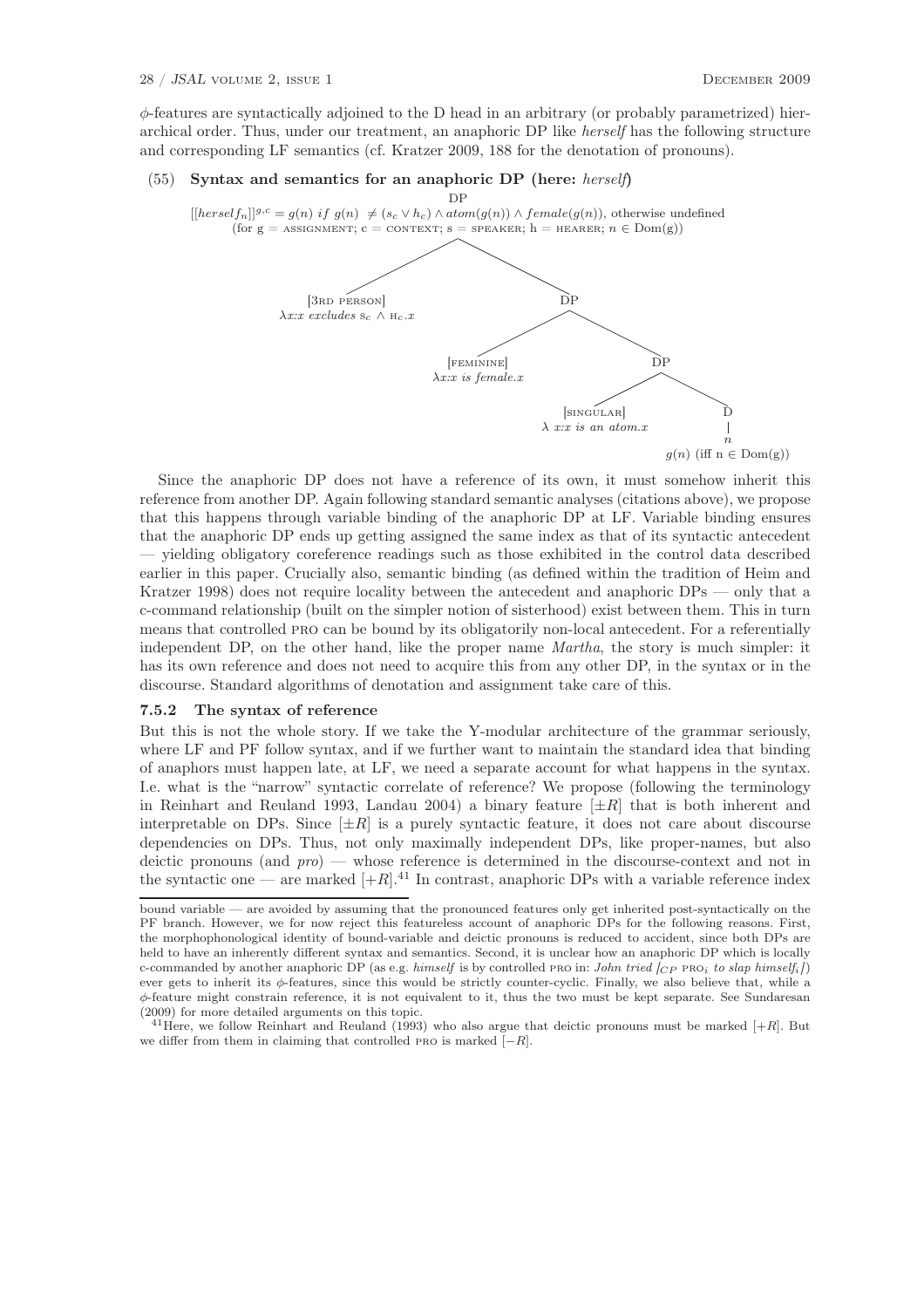$\phi$-features are syntactically adjoined to the D head in an arbitrary (or probably parametrized) hierarchical order. Thus, under our treatment, an anaphoric DP like *herself* has the following structure and corresponding LF semantics (cf. Kratzer 2009, 188 for the denotation of pronouns).

(55) **Syntax and semantics for an anaphoric DP (here: *herself*)**

DP
$[[herself_n]]^{g,c} = g(n)$ *if* $g(n) \neq (s_c \vee h_c) \wedge atom(g(n)) \wedge female(g(n))$, otherwise undefined
(for g = ASSIGNMENT; c = CONTEXT; s = SPEAKER; h = HEARER; $n \in \mathrm{Dom}(g)$)

- [3RD PERSON] $\lambda x{:}x$ *excludes* $s_c \wedge h_c.x$
- DP
  - [FEMININE] $\lambda x{:}x$ *is female*$.x$
  - DP
    - [SINGULAR] $\lambda\ x{:}x$ *is an atom*$.x$
    - D
      - $n$
      - $g(n)$ (iff $n \in \mathrm{Dom}(g)$)

Since the anaphoric DP does not have a reference of its own, it must somehow inherit this reference from another DP. Again following standard semantic analyses (citations above), we propose that this happens through variable binding of the anaphoric DP at LF. Variable binding ensures that the anaphoric DP ends up getting assigned the same index as that of its syntactic antecedent — yielding obligatory coreference readings such as those exhibited in the control data described earlier in this paper. Crucially also, semantic binding (as defined within the tradition of Heim and Kratzer 1998) does not require locality between the antecedent and anaphoric DPs — only that a c-command relationship (built on the simpler notion of sisterhood) exist between them. This in turn means that controlled PRO can be bound by its obligatorily non-local antecedent. For a referentially independent DP, on the other hand, like the proper name *Martha*, the story is much simpler: it has its own reference and does not need to acquire this from any other DP, in the syntax or in the discourse. Standard algorithms of denotation and assignment take care of this.

### 7.5.2 The syntax of reference

But this is not the whole story. If we take the Y-modular architecture of the grammar seriously, where LF and PF follow syntax, and if we further want to maintain the standard idea that binding of anaphors must happen late, at LF, we need a separate account for what happens in the syntax. I.e. what is the "narrow" syntactic correlate of reference? We propose (following the terminology in Reinhart and Reuland 1993, Landau 2004) a binary feature $[\pm R]$ that is both inherent and interpretable on DPs. Since $[\pm R]$ is a purely syntactic feature, it does not care about discourse dependencies on DPs. Thus, not only maximally independent DPs, like proper-names, but also deictic pronouns (and *pro*) — whose reference is determined in the discourse-context and not in the syntactic one — are marked $[+R]$.[41] In contrast, anaphoric DPs with a variable reference index

---

bound variable — are avoided by assuming that the pronounced features only get inherited post-syntactically on the PF branch. However, we for now reject this featureless account of anaphoric DPs for the following reasons. First, the morphophonological identity of bound-variable and deictic pronouns is reduced to accident, since both DPs are held to have an inherently different syntax and semantics. Second, it is unclear how an anaphoric DP which is locally c-commanded by another anaphoric DP (as e.g. *himself* is by controlled PRO in: *John tried [$_{CP}$ PRO$_i$ to slap himself$_i$]*) ever gets to inherit its $\phi$-features, since this would be strictly counter-cyclic. Finally, we also believe that, while a $\phi$-feature might constrain reference, it is not equivalent to it, thus the two must be kept separate. See Sundaresan (2009) for more detailed arguments on this topic.

[41] Here, we follow Reinhart and Reuland (1993) who also argue that deictic pronouns must be marked $[+R]$. But we differ from them in claiming that controlled PRO is marked $[-R]$.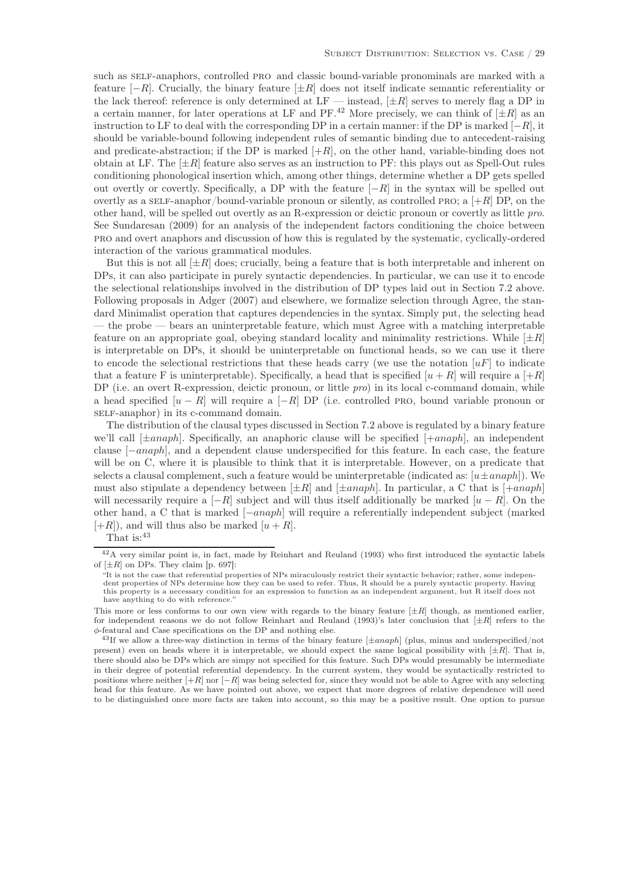such as SELF-anaphors, controlled PRO and classic bound-variable pronominals are marked with a feature $[-R]$. Crucially, the binary feature $[\pm R]$ does not itself indicate semantic referentiality or the lack thereof: reference is only determined at LF — instead, $[\pm R]$ serves to merely flag a DP in a certain manner, for later operations at LF and PF.[42] More precisely, we can think of $[\pm R]$ as an instruction to LF to deal with the corresponding DP in a certain manner: if the DP is marked $[-R]$, it should be variable-bound following independent rules of semantic binding due to antecedent-raising and predicate-abstraction; if the DP is marked $[+R]$, on the other hand, variable-binding does not obtain at LF. The $[\pm R]$ feature also serves as an instruction to PF: this plays out as Spell-Out rules conditioning phonological insertion which, among other things, determine whether a DP gets spelled out overtly or covertly. Specifically, a DP with the feature $[-R]$ in the syntax will be spelled out overtly as a SELF-anaphor/bound-variable pronoun or silently, as controlled PRO; a $[+R]$ DP, on the other hand, will be spelled out overtly as an R-expression or deictic pronoun or covertly as little *pro*. See Sundaresan (2009) for an analysis of the independent factors conditioning the choice between PRO and overt anaphors and discussion of how this is regulated by the systematic, cyclically-ordered interaction of the various grammatical modules.

But this is not all $[\pm R]$ does; crucially, being a feature that is both interpretable and inherent on DPs, it can also participate in purely syntactic dependencies. In particular, we can use it to encode the selectional relationships involved in the distribution of DP types laid out in Section 7.2 above. Following proposals in Adger (2007) and elsewhere, we formalize selection through Agree, the standard Minimalist operation that captures dependencies in the syntax. Simply put, the selecting head — the probe — bears an uninterpretable feature, which must Agree with a matching interpretable feature on an appropriate goal, obeying standard locality and minimality restrictions. While $[\pm R]$ is interpretable on DPs, it should be uninterpretable on functional heads, so we can use it there to encode the selectional restrictions that these heads carry (we use the notation $[uF]$ to indicate that a feature F is uninterpretable). Specifically, a head that is specified $[u+R]$ will require a $[+R]$ DP (i.e. an overt R-expression, deictic pronoun, or little *pro*) in its local c-command domain, while a head specified $[u-R]$ will require a $[-R]$ DP (i.e. controlled PRO, bound variable pronoun or SELF-anaphor) in its c-command domain.

The distribution of the clausal types discussed in Section 7.2 above is regulated by a binary feature we'll call $[\pm anaph]$. Specifically, an anaphoric clause will be specified $[+anaph]$, an independent clause $[-anaph]$, and a dependent clause underspecified for this feature. In each case, the feature will be on C, where it is plausible to think that it is interpretable. However, on a predicate that selects a clausal complement, such a feature would be uninterpretable (indicated as: $[u\pm anaph]$). We must also stipulate a dependency between $[\pm R]$ and $[\pm anaph]$. In particular, a C that is $[+anaph]$ will necessarily require a $[-R]$ subject and will thus itself additionally be marked $[u-R]$. On the other hand, a C that is marked $[-anaph]$ will require a referentially independent subject (marked $[+R]$), and will thus also be marked $[u+R]$.

That is:[43]

---

[42] A very similar point is, in fact, made by Reinhart and Reuland (1993) who first introduced the syntactic labels of $[\pm R]$ on DPs. They claim [p. 697]:

"It is not the case that referential properties of NPs miraculously restrict their syntactic behavior; rather, some independent properties of NPs determine how they can be used to refer. Thus, R should be a purely syntactic property. Having this property is a necessary condition for an expression to function as an independent argument, but R itself does not have anything to do with reference."

This more or less conforms to our own view with regards to the binary feature $[\pm R]$ though, as mentioned earlier, for independent reasons we do not follow Reinhart and Reuland (1993)'s later conclusion that $[\pm R]$ refers to the $\phi$-featural and Case specifications on the DP and nothing else.

[43] If we allow a three-way distinction in terms of the binary feature $[\pm anaph]$ (plus, minus and underspecified/not present) even on heads where it is interpretable, we should expect the same logical possibility with $[\pm R]$. That is, there should also be DPs which are simpy not specified for this feature. Such DPs would presumably be intermediate in their degree of potential referential dependency. In the current system, they would be syntactically restricted to positions where neither $[+R]$ nor $[-R]$ was being selected for, since they would not be able to Agree with any selecting head for this feature. As we have pointed out above, we expect that more degrees of relative dependence will need to be distinguished once more facts are taken into account, so this may be a positive result. One option to pursue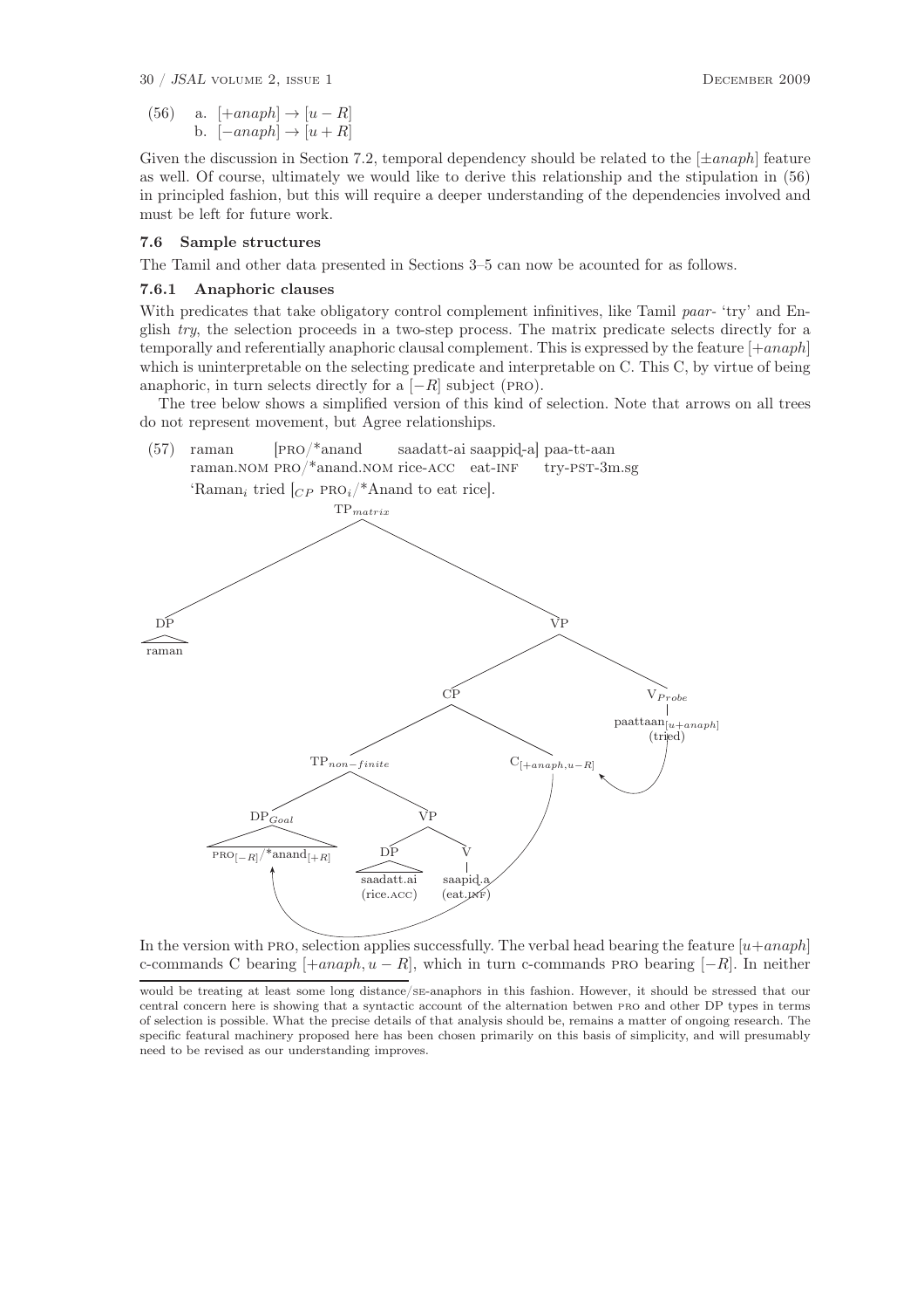(56) a. $[+anaph] \rightarrow [u-R]$
b. $[-anaph] \rightarrow [u+R]$

Given the discussion in Section 7.2, temporal dependency should be related to the $[\pm anaph]$ feature as well. Of course, ultimately we would like to derive this relationship and the stipulation in (56) in principled fashion, but this will require a deeper understanding of the dependencies involved and must be left for future work.

### 7.6 Sample structures

The Tamil and other data presented in Sections 3–5 can now be acounted for as follows.

#### 7.6.1 Anaphoric clauses

With predicates that take obligatory control complement infinitives, like Tamil *paar-* 'try' and English *try*, the selection proceeds in a two-step process. The matrix predicate selects directly for a temporally and referentially anaphoric clausal complement. This is expressed by the feature $[+anaph]$ which is uninterpretable on the selecting predicate and interpretable on C. This C, by virtue of being anaphoric, in turn selects directly for a $[-R]$ subject (PRO).

The tree below shows a simplified version of this kind of selection. Note that arrows on all trees do not represent movement, but Agree relationships.

(57) raman [PRO/*anand saadatt-ai saappiḍ-a] paa-tt-aan
raman.NOM PRO/*anand.NOM rice-ACC eat-INF try-PST-3m.sg
'Raman$_i$ tried [$_{CP}$ PRO$_i$/*Anand to eat rice].

```
[TP_matrix
  [DP raman]
  [VP
    [CP
      [TP_non-finite
        [DP_Goal PRO[-R] / *anand[+R]]
        [VP [DP saadatt.ai (rice.ACC)] [V saapiḍ.a (eat.INF)]]]
      C[+anaph, u-R]]
    [V_Probe paattaan[u+anaph] (tried)]]]

Agree arrows: V_Probe → C ; C → DP_Goal
```

In the version with PRO, selection applies successfully. The verbal head bearing the feature $[u{+}anaph]$ c-commands C bearing $[+anaph, u-R]$, which in turn c-commands PRO bearing $[-R]$. In neither

would be treating at least some long distance/SE-anaphors in this fashion. However, it should be stressed that our central concern here is showing that a syntactic account of the alternation betwen PRO and other DP types in terms of selection is possible. What the precise details of that analysis should be, remains a matter of ongoing research. The specific featural machinery proposed here has been chosen primarily on this basis of simplicity, and will presumably need to be revised as our understanding improves.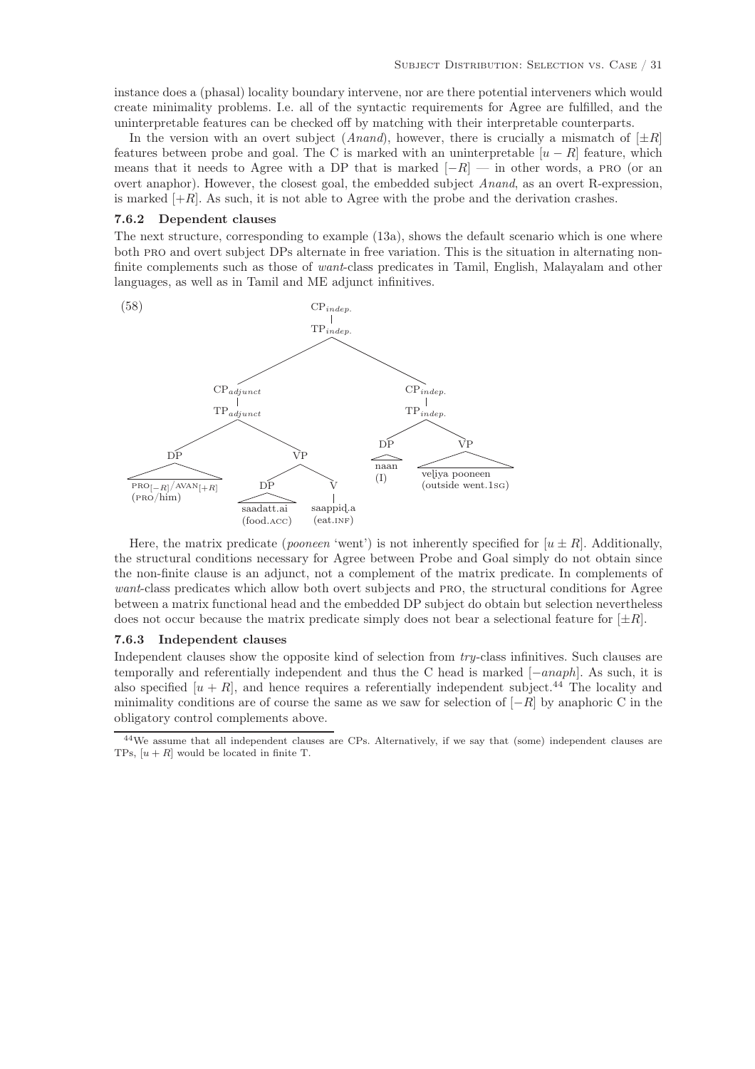instance does a (phasal) locality boundary intervene, nor are there potential interveners which would create minimality problems. I.e. all of the syntactic requirements for Agree are fulfilled, and the uninterpretable features can be checked off by matching with their interpretable counterparts.

In the version with an overt subject (*Anand*), however, there is crucially a mismatch of $[\pm R]$ features between probe and goal. The C is marked with an uninterpretable $[u - R]$ feature, which means that it needs to Agree with a DP that is marked $[-R]$ — in other words, a PRO (or an overt anaphor). However, the closest goal, the embedded subject *Anand*, as an overt R-expression, is marked $[+R]$. As such, it is not able to Agree with the probe and the derivation crashes.

### 7.6.2 Dependent clauses

The next structure, corresponding to example (13a), shows the default scenario which is one where both PRO and overt subject DPs alternate in free variation. This is the situation in alternating non-finite complements such as those of *want*-class predicates in Tamil, English, Malayalam and other languages, as well as in Tamil and ME adjunct infinitives.

(58)

```
CP_indep.
 |
TP_indep.
 ├── CP_adjunct
 │    |
 │   TP_adjunct
 │    ├── DP: PRO[-R]/AVAN[+R] (PRO/him)
 │    └── VP
 │         ├── DP: saadatt.ai (food.ACC)
 │         └── V: saappiḍ.a (eat.INF)
 └── CP_indep.
      |
     TP_indep.
      ├── DP: naan (I)
      └── VP: veḷiya pooneen (outside went.1SG)
```

Here, the matrix predicate (*pooneen* 'went') is not inherently specified for $[u \pm R]$. Additionally, the structural conditions necessary for Agree between Probe and Goal simply do not obtain since the non-finite clause is an adjunct, not a complement of the matrix predicate. In complements of *want*-class predicates which allow both overt subjects and PRO, the structural conditions for Agree between a matrix functional head and the embedded DP subject do obtain but selection nevertheless does not occur because the matrix predicate simply does not bear a selectional feature for $[\pm R]$.

### 7.6.3 Independent clauses

Independent clauses show the opposite kind of selection from *try*-class infinitives. Such clauses are temporally and referentially independent and thus the C head is marked $[-anaph]$. As such, it is also specified $[u + R]$, and hence requires a referentially independent subject.[44] The locality and minimality conditions are of course the same as we saw for selection of $[-R]$ by anaphoric C in the obligatory control complements above.

[44] We assume that all independent clauses are CPs. Alternatively, if we say that (some) independent clauses are TPs, $[u + R]$ would be located in finite T.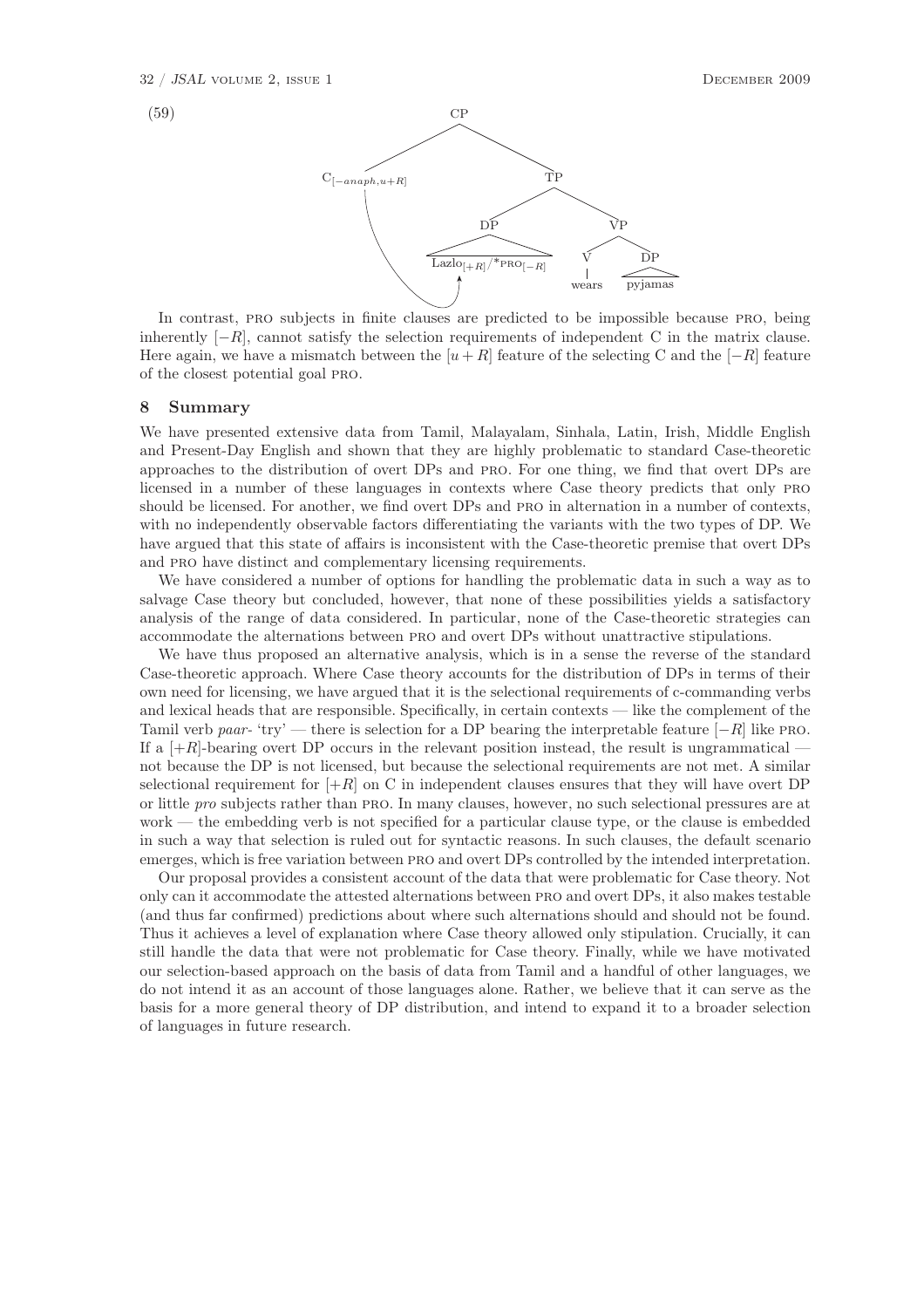(59)

```
CP
├── C[−anaph,u+R]
└── TP
    ├── DP
    │   └── Lazlo[+R] / *PRO[−R]
    └── VP
        ├── V
        │   └── wears
        └── DP
            └── pyjamas
```

In contrast, PRO subjects in finite clauses are predicted to be impossible because PRO, being inherently $[-R]$, cannot satisfy the selection requirements of independent C in the matrix clause. Here again, we have a mismatch between the $[u+R]$ feature of the selecting C and the $[-R]$ feature of the closest potential goal PRO.

## 8 Summary

We have presented extensive data from Tamil, Malayalam, Sinhala, Latin, Irish, Middle English and Present-Day English and shown that they are highly problematic to standard Case-theoretic approaches to the distribution of overt DPs and PRO. For one thing, we find that overt DPs are licensed in a number of these languages in contexts where Case theory predicts that only PRO should be licensed. For another, we find overt DPs and PRO in alternation in a number of contexts, with no independently observable factors differentiating the variants with the two types of DP. We have argued that this state of affairs is inconsistent with the Case-theoretic premise that overt DPs and PRO have distinct and complementary licensing requirements.

We have considered a number of options for handling the problematic data in such a way as to salvage Case theory but concluded, however, that none of these possibilities yields a satisfactory analysis of the range of data considered. In particular, none of the Case-theoretic strategies can accommodate the alternations between PRO and overt DPs without unattractive stipulations.

We have thus proposed an alternative analysis, which is in a sense the reverse of the standard Case-theoretic approach. Where Case theory accounts for the distribution of DPs in terms of their own need for licensing, we have argued that it is the selectional requirements of c-commanding verbs and lexical heads that are responsible. Specifically, in certain contexts — like the complement of the Tamil verb *paar-* 'try' — there is selection for a DP bearing the interpretable feature $[-R]$ like PRO. If a $[+R]$-bearing overt DP occurs in the relevant position instead, the result is ungrammatical — not because the DP is not licensed, but because the selectional requirements are not met. A similar selectional requirement for $[+R]$ on C in independent clauses ensures that they will have overt DP or little *pro* subjects rather than PRO. In many clauses, however, no such selectional pressures are at work — the embedding verb is not specified for a particular clause type, or the clause is embedded in such a way that selection is ruled out for syntactic reasons. In such clauses, the default scenario emerges, which is free variation between PRO and overt DPs controlled by the intended interpretation.

Our proposal provides a consistent account of the data that were problematic for Case theory. Not only can it accommodate the attested alternations between PRO and overt DPs, it also makes testable (and thus far confirmed) predictions about where such alternations should and should not be found. Thus it achieves a level of explanation where Case theory allowed only stipulation. Crucially, it can still handle the data that were not problematic for Case theory. Finally, while we have motivated our selection-based approach on the basis of data from Tamil and a handful of other languages, we do not intend it as an account of those languages alone. Rather, we believe that it can serve as the basis for a more general theory of DP distribution, and intend to expand it to a broader selection of languages in future research.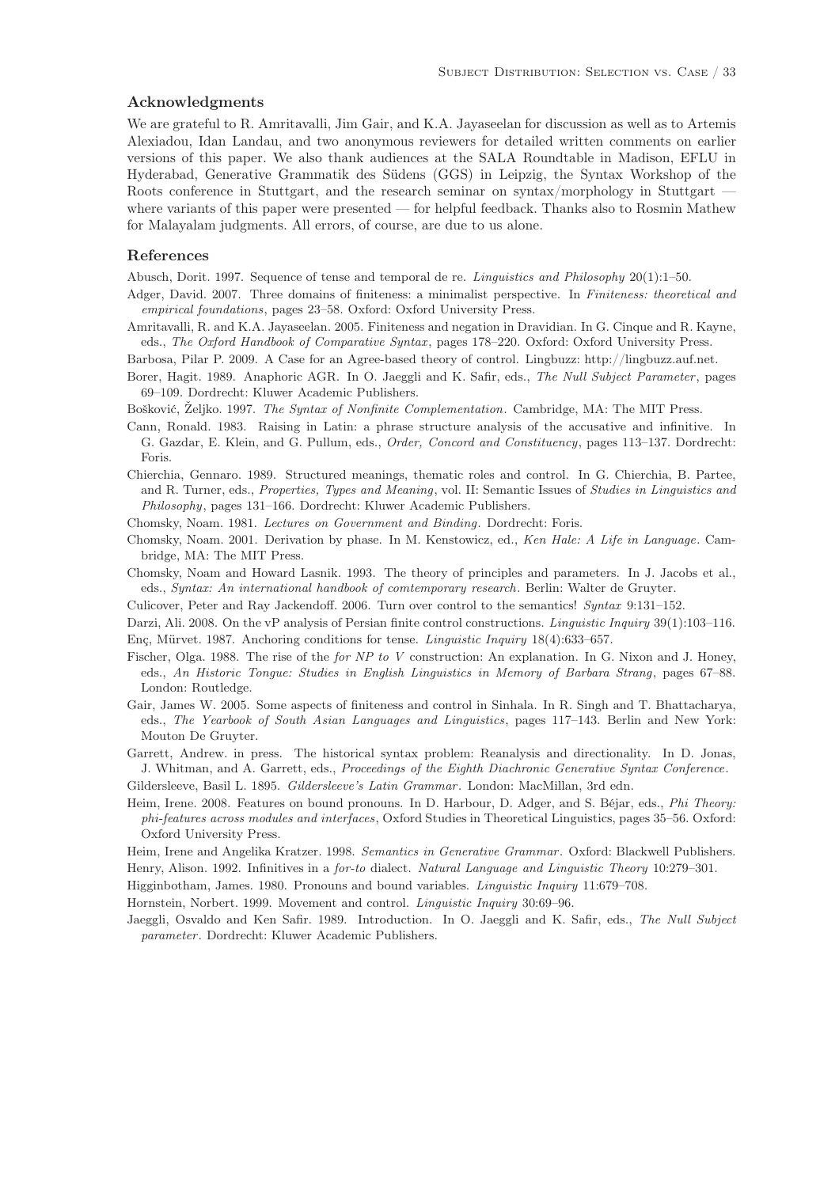### Acknowledgments

We are grateful to R. Amritavalli, Jim Gair, and K.A. Jayaseelan for discussion as well as to Artemis Alexiadou, Idan Landau, and two anonymous reviewers for detailed written comments on earlier versions of this paper. We also thank audiences at the SALA Roundtable in Madison, EFLU in Hyderabad, Generative Grammatik des Südens (GGS) in Leipzig, the Syntax Workshop of the Roots conference in Stuttgart, and the research seminar on syntax/morphology in Stuttgart — where variants of this paper were presented — for helpful feedback. Thanks also to Rosmin Mathew for Malayalam judgments. All errors, of course, are due to us alone.

### References

Abusch, Dorit. 1997. Sequence of tense and temporal de re. *Linguistics and Philosophy* 20(1):1–50.

Adger, David. 2007. Three domains of finiteness: a minimalist perspective. In *Finiteness: theoretical and empirical foundations*, pages 23–58. Oxford: Oxford University Press.

Amritavalli, R. and K.A. Jayaseelan. 2005. Finiteness and negation in Dravidian. In G. Cinque and R. Kayne, eds., *The Oxford Handbook of Comparative Syntax*, pages 178–220. Oxford: Oxford University Press.

Barbosa, Pilar P. 2009. A Case for an Agree-based theory of control. Lingbuzz: http://lingbuzz.auf.net.

Borer, Hagit. 1989. Anaphoric AGR. In O. Jaeggli and K. Safir, eds., *The Null Subject Parameter*, pages 69–109. Dordrecht: Kluwer Academic Publishers.

Bošković, Željko. 1997. *The Syntax of Nonfinite Complementation*. Cambridge, MA: The MIT Press.

Cann, Ronald. 1983. Raising in Latin: a phrase structure analysis of the accusative and infinitive. In G. Gazdar, E. Klein, and G. Pullum, eds., *Order, Concord and Constituency*, pages 113–137. Dordrecht: Foris.

Chierchia, Gennaro. 1989. Structured meanings, thematic roles and control. In G. Chierchia, B. Partee, and R. Turner, eds., *Properties, Types and Meaning*, vol. II: Semantic Issues of *Studies in Linguistics and Philosophy*, pages 131–166. Dordrecht: Kluwer Academic Publishers.

Chomsky, Noam. 1981. *Lectures on Government and Binding*. Dordrecht: Foris.

Chomsky, Noam. 2001. Derivation by phase. In M. Kenstowicz, ed., *Ken Hale: A Life in Language*. Cambridge, MA: The MIT Press.

Chomsky, Noam and Howard Lasnik. 1993. The theory of principles and parameters. In J. Jacobs et al., eds., *Syntax: An international handbook of comtemporary research*. Berlin: Walter de Gruyter.

Culicover, Peter and Ray Jackendoff. 2006. Turn over control to the semantics! *Syntax* 9:131–152.

Darzi, Ali. 2008. On the vP analysis of Persian finite control constructions. *Linguistic Inquiry* 39(1):103–116.

Enç, Mürvet. 1987. Anchoring conditions for tense. *Linguistic Inquiry* 18(4):633–657.

Fischer, Olga. 1988. The rise of the *for NP to V* construction: An explanation. In G. Nixon and J. Honey, eds., *An Historic Tongue: Studies in English Linguistics in Memory of Barbara Strang*, pages 67–88. London: Routledge.

Gair, James W. 2005. Some aspects of finiteness and control in Sinhala. In R. Singh and T. Bhattacharya, eds., *The Yearbook of South Asian Languages and Linguistics*, pages 117–143. Berlin and New York: Mouton De Gruyter.

Garrett, Andrew. in press. The historical syntax problem: Reanalysis and directionality. In D. Jonas, J. Whitman, and A. Garrett, eds., *Proceedings of the Eighth Diachronic Generative Syntax Conference*.

Gildersleeve, Basil L. 1895. *Gildersleeve's Latin Grammar*. London: MacMillan, 3rd edn.

Heim, Irene. 2008. Features on bound pronouns. In D. Harbour, D. Adger, and S. Béjar, eds., *Phi Theory: phi-features across modules and interfaces*, Oxford Studies in Theoretical Linguistics, pages 35–56. Oxford: Oxford University Press.

Heim, Irene and Angelika Kratzer. 1998. *Semantics in Generative Grammar*. Oxford: Blackwell Publishers.

Henry, Alison. 1992. Infinitives in a *for-to* dialect. *Natural Language and Linguistic Theory* 10:279–301.

Higginbotham, James. 1980. Pronouns and bound variables. *Linguistic Inquiry* 11:679–708.

Hornstein, Norbert. 1999. Movement and control. *Linguistic Inquiry* 30:69–96.

Jaeggli, Osvaldo and Ken Safir. 1989. Introduction. In O. Jaeggli and K. Safir, eds., *The Null Subject parameter*. Dordrecht: Kluwer Academic Publishers.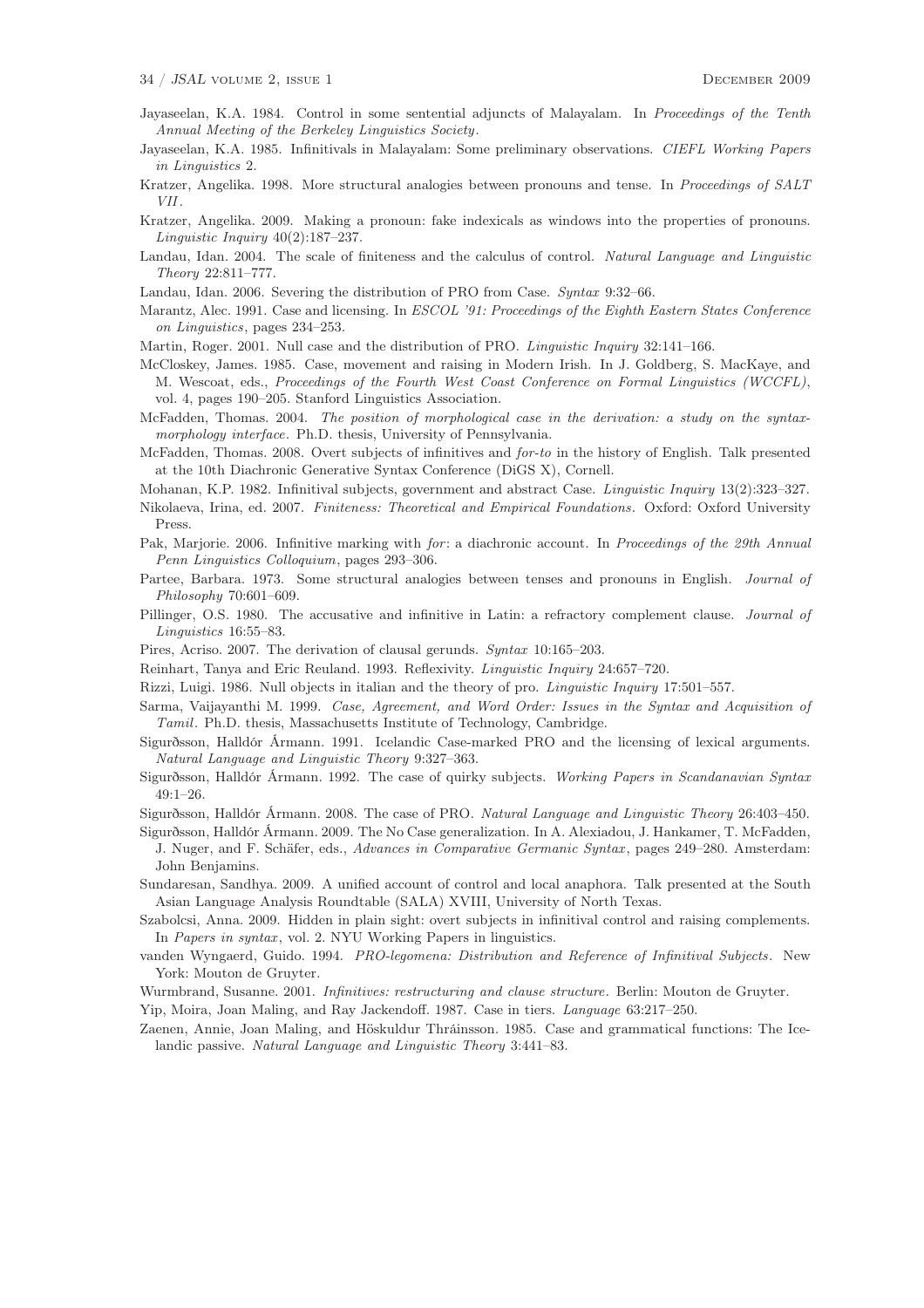Jayaseelan, K.A. 1984. Control in some sentential adjuncts of Malayalam. In *Proceedings of the Tenth Annual Meeting of the Berkeley Linguistics Society*.

Jayaseelan, K.A. 1985. Infinitivals in Malayalam: Some preliminary observations. *CIEFL Working Papers in Linguistics* 2.

Kratzer, Angelika. 1998. More structural analogies between pronouns and tense. In *Proceedings of SALT VII*.

Kratzer, Angelika. 2009. Making a pronoun: fake indexicals as windows into the properties of pronouns. *Linguistic Inquiry* 40(2):187–237.

Landau, Idan. 2004. The scale of finiteness and the calculus of control. *Natural Language and Linguistic Theory* 22:811–777.

Landau, Idan. 2006. Severing the distribution of PRO from Case. *Syntax* 9:32–66.

Marantz, Alec. 1991. Case and licensing. In *ESCOL '91: Proceedings of the Eighth Eastern States Conference on Linguistics*, pages 234–253.

Martin, Roger. 2001. Null case and the distribution of PRO. *Linguistic Inquiry* 32:141–166.

McCloskey, James. 1985. Case, movement and raising in Modern Irish. In J. Goldberg, S. MacKaye, and M. Wescoat, eds., *Proceedings of the Fourth West Coast Conference on Formal Linguistics (WCCFL)*, vol. 4, pages 190–205. Stanford Linguistics Association.

McFadden, Thomas. 2004. *The position of morphological case in the derivation: a study on the syntax-morphology interface*. Ph.D. thesis, University of Pennsylvania.

McFadden, Thomas. 2008. Overt subjects of infinitives and *for-to* in the history of English. Talk presented at the 10th Diachronic Generative Syntax Conference (DiGS X), Cornell.

Mohanan, K.P. 1982. Infinitival subjects, government and abstract Case. *Linguistic Inquiry* 13(2):323–327.

Nikolaeva, Irina, ed. 2007. *Finiteness: Theoretical and Empirical Foundations*. Oxford: Oxford University Press.

Pak, Marjorie. 2006. Infinitive marking with *for*: a diachronic account. In *Proceedings of the 29th Annual Penn Linguistics Colloquium*, pages 293–306.

Partee, Barbara. 1973. Some structural analogies between tenses and pronouns in English. *Journal of Philosophy* 70:601–609.

Pillinger, O.S. 1980. The accusative and infinitive in Latin: a refractory complement clause. *Journal of Linguistics* 16:55–83.

Pires, Acriso. 2007. The derivation of clausal gerunds. *Syntax* 10:165–203.

Reinhart, Tanya and Eric Reuland. 1993. Reflexivity. *Linguistic Inquiry* 24:657–720.

Rizzi, Luigi. 1986. Null objects in italian and the theory of pro. *Linguistic Inquiry* 17:501–557.

Sarma, Vaijayanthi M. 1999. *Case, Agreement, and Word Order: Issues in the Syntax and Acquisition of Tamil*. Ph.D. thesis, Massachusetts Institute of Technology, Cambridge.

Sigurðsson, Halldór Ármann. 1991. Icelandic Case-marked PRO and the licensing of lexical arguments. *Natural Language and Linguistic Theory* 9:327–363.

Sigurðsson, Halldór Ármann. 1992. The case of quirky subjects. *Working Papers in Scandanavian Syntax* 49:1–26.

Sigurðsson, Halldór Ármann. 2008. The case of PRO. *Natural Language and Linguistic Theory* 26:403–450.

Sigurðsson, Halldór Ármann. 2009. The No Case generalization. In A. Alexiadou, J. Hankamer, T. McFadden, J. Nuger, and F. Schäfer, eds., *Advances in Comparative Germanic Syntax*, pages 249–280. Amsterdam: John Benjamins.

Sundaresan, Sandhya. 2009. A unified account of control and local anaphora. Talk presented at the South Asian Language Analysis Roundtable (SALA) XVIII, University of North Texas.

Szabolcsi, Anna. 2009. Hidden in plain sight: overt subjects in infinitival control and raising complements. In *Papers in syntax*, vol. 2. NYU Working Papers in linguistics.

vanden Wyngaerd, Guido. 1994. *PRO-legomena: Distribution and Reference of Infinitival Subjects*. New York: Mouton de Gruyter.

Wurmbrand, Susanne. 2001. *Infinitives: restructuring and clause structure*. Berlin: Mouton de Gruyter.

Yip, Moira, Joan Maling, and Ray Jackendoff. 1987. Case in tiers. *Language* 63:217–250.

Zaenen, Annie, Joan Maling, and Höskuldur Thráinsson. 1985. Case and grammatical functions: The Icelandic passive. *Natural Language and Linguistic Theory* 3:441–83.